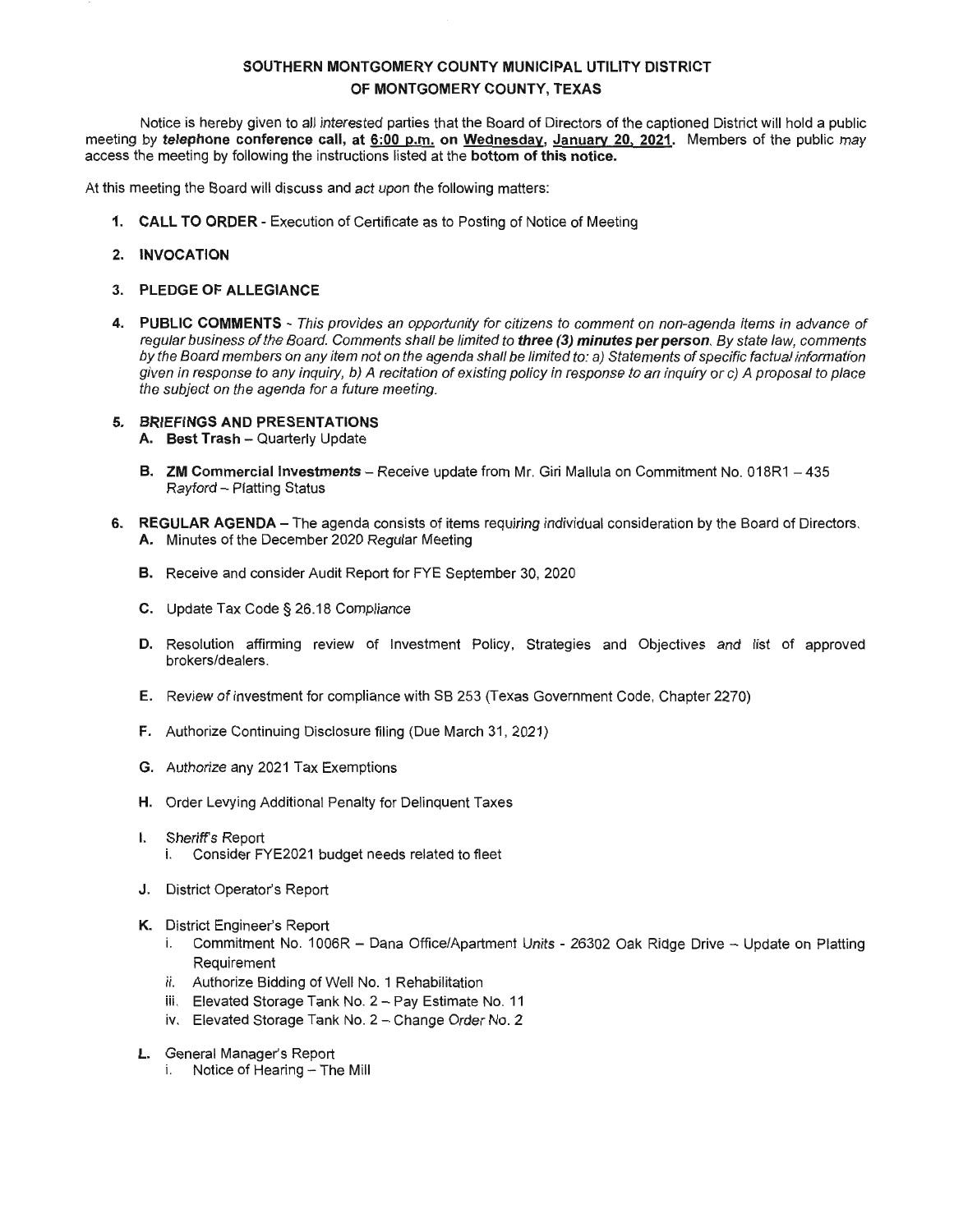# SOUTHERN MONTGOMERY COUNTY MUNICIPAL UTILITY DISTRICT
# OF MONTGOMERY COUNTY, TEXAS

Notice is hereby given to all interested parties that the Board of Directors of the captioned District will hold a public meeting by ***telephone* conference call, at <u>6:00 p.m.</u> on <u>Wednesday, January 20, 2021</u>.** Members of the public may access the meeting by following the instructions listed at the **bottom of this notice.**

At this meeting the Board will discuss and act upon the following matters:

1. **CALL TO ORDER** - Execution of Certificate as to Posting of Notice of Meeting

2. **INVOCATION**

3. **PLEDGE OF ALLEGIANCE**

4. **PUBLIC COMMENTS** - *This provides an opportunity for citizens to comment on non-agenda items in advance of regular business of the Board. Comments shall be limited to* ***three (3) minutes per person****. By state law, comments by the Board members on any item not on the agenda shall be limited to: a) Statements of specific factual information given in response to any inquiry, b) A recitation of existing policy in response to an inquiry or c) A proposal to place the subject on the agenda for a future meeting.*

5. **BRIEFINGS AND PRESENTATIONS**
   - **A. Best Trash** – Quarterly Update
   - **B. ZM Commercial Investments** – Receive update from Mr. Giri Mallula on Commitment No. 018R1 – 435 Rayford – Platting Status

6. **REGULAR AGENDA** – The agenda consists of items requiring individual consideration by the Board of Directors.
   - **A.** Minutes of the December 2020 Regular Meeting
   - **B.** Receive and consider Audit Report for FYE September 30, 2020
   - **C.** Update Tax Code § 26.18 Compliance
   - **D.** Resolution affirming review of Investment Policy, Strategies and Objectives and list of approved brokers/dealers.
   - **E.** Review of investment for compliance with SB 253 (Texas Government Code, Chapter 2270)
   - **F.** Authorize Continuing Disclosure filing (Due March 31, 2021)
   - **G.** Authorize any 2021 Tax Exemptions
   - **H.** Order Levying Additional Penalty for Delinquent Taxes
   - **I.** Sheriff's Report
     - i. Consider FYE2021 budget needs related to fleet
   - **J.** District Operator's Report
   - **K.** District Engineer's Report
     - i. Commitment No. 1006R – Dana Office/Apartment Units - 26302 Oak Ridge Drive – Update on Platting Requirement
     - ii. Authorize Bidding of Well No. 1 Rehabilitation
     - iii. Elevated Storage Tank No. 2 – Pay Estimate No. 11
     - iv. Elevated Storage Tank No. 2 – Change Order No. 2
   - **L.** General Manager's Report
     - i. Notice of Hearing – The Mill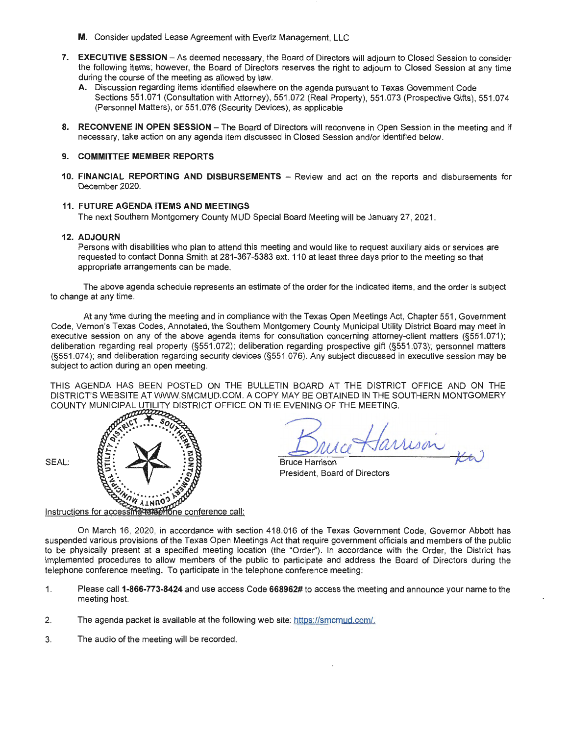**M.** Consider updated Lease Agreement with Everiz Management, LLC

**7. EXECUTIVE SESSION** – As deemed necessary, the Board of Directors will adjourn to Closed Session to consider the following items; however, the Board of Directors reserves the right to adjourn to Closed Session at any time during the course of the meeting as allowed by law.

**A.** Discussion regarding items identified elsewhere on the agenda pursuant to Texas Government Code Sections 551.071 (Consultation with Attorney), 551.072 (Real Property), 551.073 (Prospective Gifts), 551.074 (Personnel Matters), or 551.076 (Security Devices), as applicable

**8. RECONVENE IN OPEN SESSION** – The Board of Directors will reconvene in Open Session in the meeting and if necessary, take action on any agenda item discussed in Closed Session and/or identified below.

**9. COMMITTEE MEMBER REPORTS**

**10. FINANCIAL REPORTING AND DISBURSEMENTS** – Review and act on the reports and disbursements for December 2020.

**11. FUTURE AGENDA ITEMS AND MEETINGS**

The next Southern Montgomery County MUD Special Board Meeting will be January 27, 2021.

**12. ADJOURN**

Persons with disabilities who plan to attend this meeting and would like to request auxiliary aids or services are requested to contact Donna Smith at 281-367-5383 ext. 110 at least three days prior to the meeting so that appropriate arrangements can be made.

The above agenda schedule represents an estimate of the order for the indicated items, and the order is subject to change at any time.

At any time during the meeting and in compliance with the Texas Open Meetings Act, Chapter 551, Government Code, Vernon's Texas Codes, Annotated, the Southern Montgomery County Municipal Utility District Board may meet in executive session on any of the above agenda items for consultation concerning attorney-client matters (§551.071); deliberation regarding real property (§551.072); deliberation regarding prospective gift (§551.073); personnel matters (§551.074); and deliberation regarding security devices (§551.076). Any subject discussed in executive session may be subject to action during an open meeting.

THIS AGENDA HAS BEEN POSTED ON THE BULLETIN BOARD AT THE DISTRICT OFFICE AND ON THE DISTRICT'S WEBSITE AT WWW.SMCMUD.COM. A COPY MAY BE OBTAINED IN THE SOUTHERN MONTGOMERY COUNTY MUNICIPAL UTILITY DISTRICT OFFICE ON THE EVENING OF THE MEETING.

SEAL: SOUTHERN MONTGOMERY COUNTY MUNICIPAL UTILITY DISTRICT

Bruce Harrison
President, Board of Directors

Instructions for accessing telephone conference call:

On March 16, 2020, in accordance with section 418.016 of the Texas Government Code, Governor Abbott has suspended various provisions of the Texas Open Meetings Act that require government officials and members of the public to be physically present at a specified meeting location (the "Order"). In accordance with the Order, the District has implemented procedures to allow members of the public to participate and address the Board of Directors during the telephone conference meeting. To participate in the telephone conference meeting:

1. Please call **1-866-773-8424** and use access Code **668962#** to access the meeting and announce your name to the meeting host.

2. The agenda packet is available at the following web site: https://smcmud.com/.

3. The audio of the meeting will be recorded.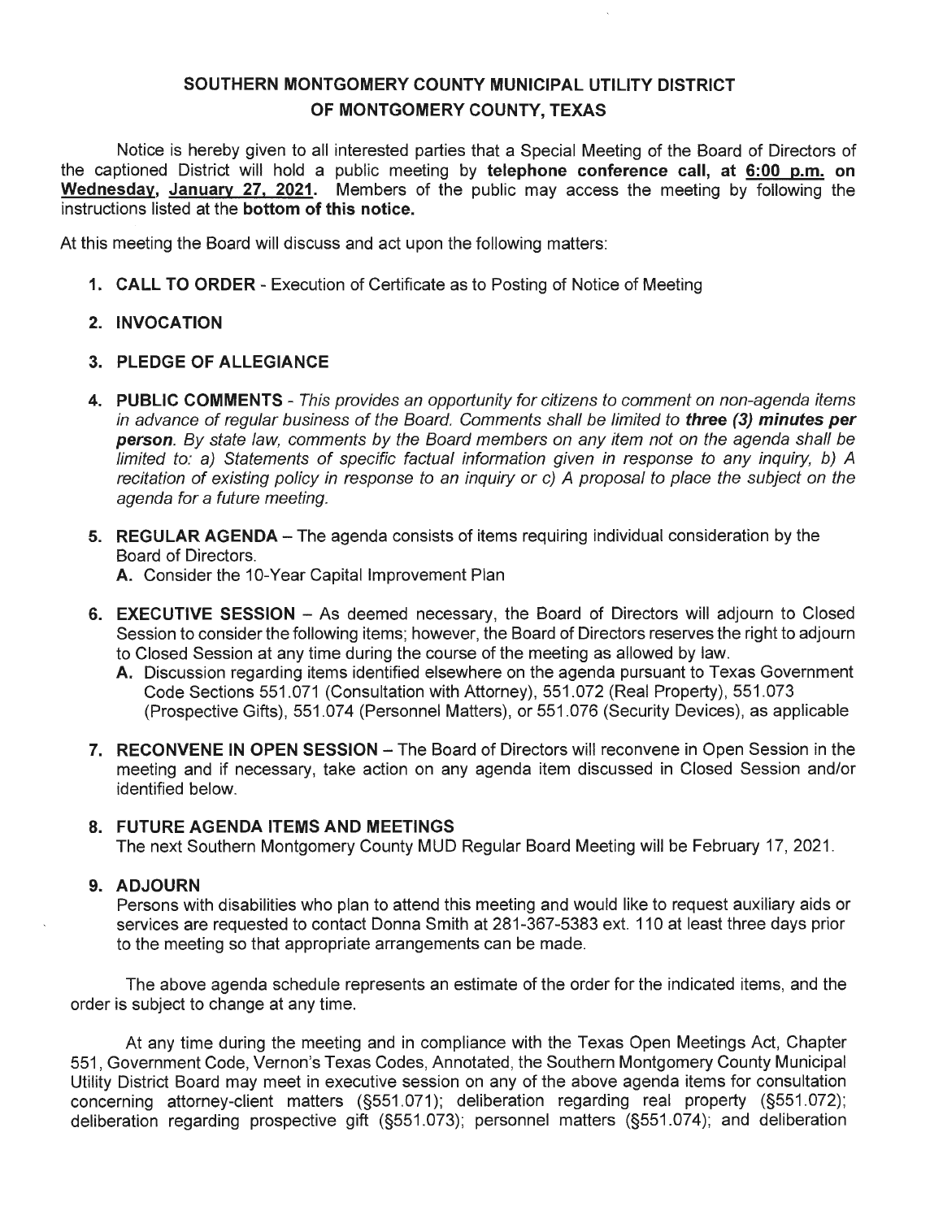# SOUTHERN MONTGOMERY COUNTY MUNICIPAL UTILITY DISTRICT OF MONTGOMERY COUNTY, TEXAS

Notice is hereby given to all interested parties that a Special Meeting of the Board of Directors of the captioned District will hold a public meeting by **telephone conference call, at 6:00 p.m. on Wednesday, January 27, 2021.** Members of the public may access the meeting by following the instructions listed at the **bottom of this notice.**

At this meeting the Board will discuss and act upon the following matters:

1. **CALL TO ORDER** - Execution of Certificate as to Posting of Notice of Meeting

2. **INVOCATION**

3. **PLEDGE OF ALLEGIANCE**

4. **PUBLIC COMMENTS** - *This provides an opportunity for citizens to comment on non-agenda items in advance of regular business of the Board. Comments shall be limited to* ***three (3) minutes per person****. By state law, comments by the Board members on any item not on the agenda shall be limited to: a) Statements of specific factual information given in response to any inquiry, b) A recitation of existing policy in response to an inquiry or c) A proposal to place the subject on the agenda for a future meeting.*

5. **REGULAR AGENDA** – The agenda consists of items requiring individual consideration by the Board of Directors.
   **A.** Consider the 10-Year Capital Improvement Plan

6. **EXECUTIVE SESSION** – As deemed necessary, the Board of Directors will adjourn to Closed Session to consider the following items; however, the Board of Directors reserves the right to adjourn to Closed Session at any time during the course of the meeting as allowed by law.
   **A.** Discussion regarding items identified elsewhere on the agenda pursuant to Texas Government Code Sections 551.071 (Consultation with Attorney), 551.072 (Real Property), 551.073 (Prospective Gifts), 551.074 (Personnel Matters), or 551.076 (Security Devices), as applicable

7. **RECONVENE IN OPEN SESSION** – The Board of Directors will reconvene in Open Session in the meeting and if necessary, take action on any agenda item discussed in Closed Session and/or identified below.

8. **FUTURE AGENDA ITEMS AND MEETINGS**
   The next Southern Montgomery County MUD Regular Board Meeting will be February 17, 2021.

9. **ADJOURN**
   Persons with disabilities who plan to attend this meeting and would like to request auxiliary aids or services are requested to contact Donna Smith at 281-367-5383 ext. 110 at least three days prior to the meeting so that appropriate arrangements can be made.

The above agenda schedule represents an estimate of the order for the indicated items, and the order is subject to change at any time.

At any time during the meeting and in compliance with the Texas Open Meetings Act, Chapter 551, Government Code, Vernon's Texas Codes, Annotated, the Southern Montgomery County Municipal Utility District Board may meet in executive session on any of the above agenda items for consultation concerning attorney-client matters (§551.071); deliberation regarding real property (§551.072); deliberation regarding prospective gift (§551.073); personnel matters (§551.074); and deliberation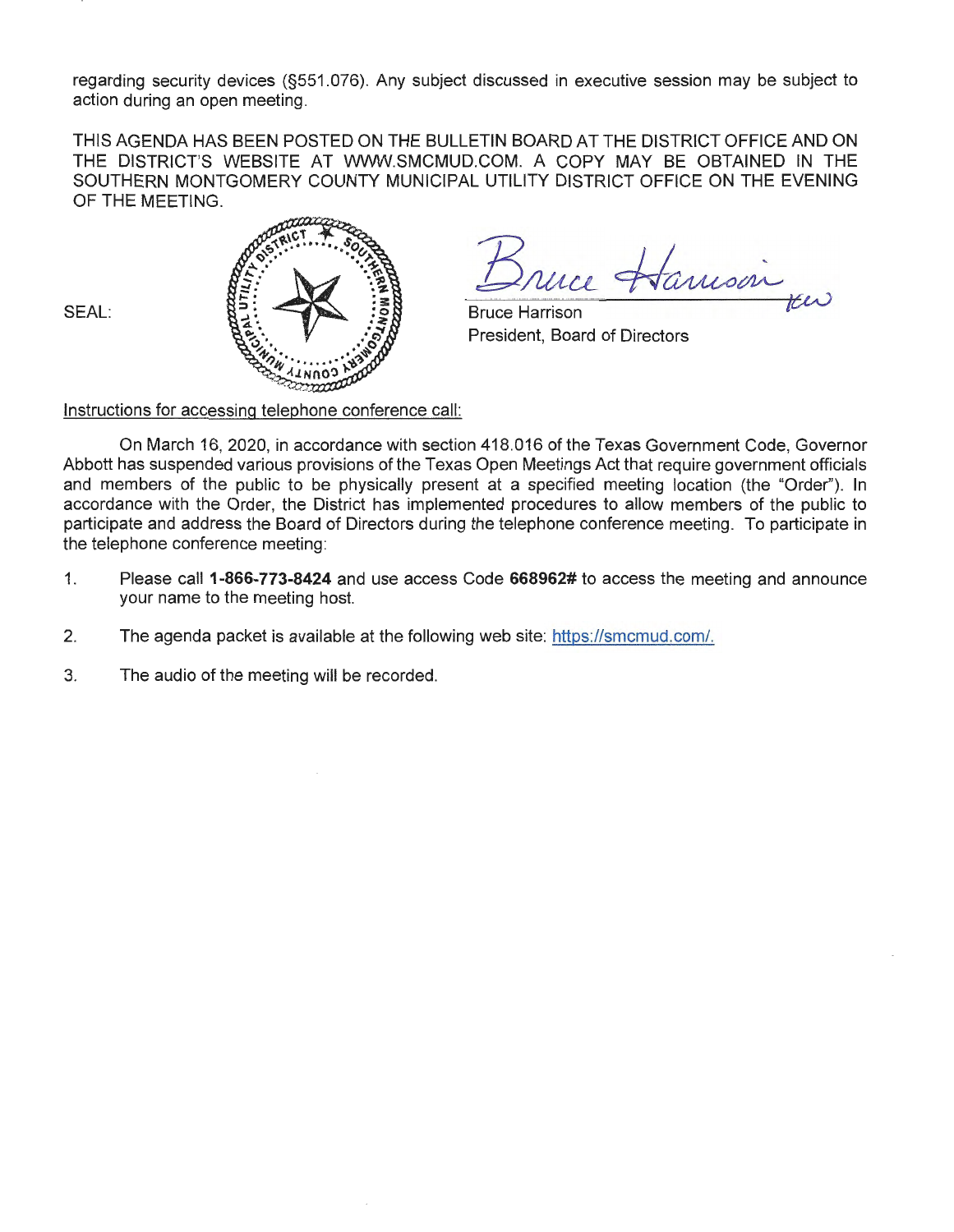regarding security devices (§551.076). Any subject discussed in executive session may be subject to action during an open meeting.

THIS AGENDA HAS BEEN POSTED ON THE BULLETIN BOARD AT THE DISTRICT OFFICE AND ON THE DISTRICT'S WEBSITE AT WWW.SMCMUD.COM. A COPY MAY BE OBTAINED IN THE SOUTHERN MONTGOMERY COUNTY MUNICIPAL UTILITY DISTRICT OFFICE ON THE EVENING OF THE MEETING.

SEAL:

Bruce Harrison
President, Board of Directors

Instructions for accessing telephone conference call:

On March 16, 2020, in accordance with section 418.016 of the Texas Government Code, Governor Abbott has suspended various provisions of the Texas Open Meetings Act that require government officials and members of the public to be physically present at a specified meeting location (the "Order"). In accordance with the Order, the District has implemented procedures to allow members of the public to participate and address the Board of Directors during the telephone conference meeting. To participate in the telephone conference meeting:

1. Please call **1-866-773-8424** and use access Code **668962#** to access the meeting and announce your name to the meeting host.

2. The agenda packet is available at the following web site: https://smcmud.com/.

3. The audio of the meeting will be recorded.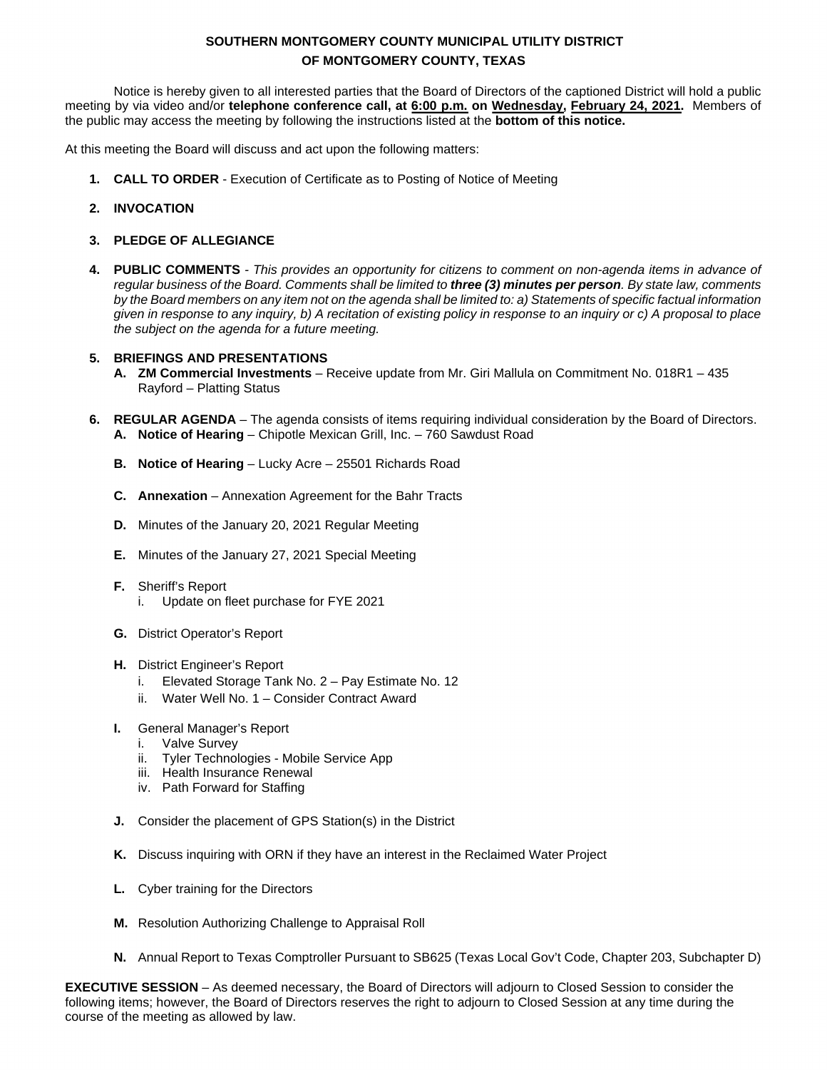**SOUTHERN MONTGOMERY COUNTY MUNICIPAL UTILITY DISTRICT**
**OF MONTGOMERY COUNTY, TEXAS**

Notice is hereby given to all interested parties that the Board of Directors of the captioned District will hold a public meeting by via video and/or **telephone conference call, at <u>6:00 p.m.</u> on <u>Wednesday</u>, <u>February 24, 2021</u>.** Members of the public may access the meeting by following the instructions listed at the **bottom of this notice.**

At this meeting the Board will discuss and act upon the following matters:

1. **CALL TO ORDER** - Execution of Certificate as to Posting of Notice of Meeting

2. **INVOCATION**

3. **PLEDGE OF ALLEGIANCE**

4. **PUBLIC COMMENTS** - *This provides an opportunity for citizens to comment on non-agenda items in advance of regular business of the Board. Comments shall be limited to* ***three (3) minutes per person****. By state law, comments by the Board members on any item not on the agenda shall be limited to: a) Statements of specific factual information given in response to any inquiry, b) A recitation of existing policy in response to an inquiry or c) A proposal to place the subject on the agenda for a future meeting.*

5. **BRIEFINGS AND PRESENTATIONS**
   - **A. ZM Commercial Investments** – Receive update from Mr. Giri Mallula on Commitment No. 018R1 – 435 Rayford – Platting Status

6. **REGULAR AGENDA** – The agenda consists of items requiring individual consideration by the Board of Directors.
   - **A. Notice of Hearing** – Chipotle Mexican Grill, Inc. – 760 Sawdust Road
   - **B. Notice of Hearing** – Lucky Acre – 25501 Richards Road
   - **C. Annexation** – Annexation Agreement for the Bahr Tracts
   - **D.** Minutes of the January 20, 2021 Regular Meeting
   - **E.** Minutes of the January 27, 2021 Special Meeting
   - **F.** Sheriff's Report
     - i. Update on fleet purchase for FYE 2021
   - **G.** District Operator's Report
   - **H.** District Engineer's Report
     - i. Elevated Storage Tank No. 2 – Pay Estimate No. 12
     - ii. Water Well No. 1 – Consider Contract Award
   - **I.** General Manager's Report
     - i. Valve Survey
     - ii. Tyler Technologies - Mobile Service App
     - iii. Health Insurance Renewal
     - iv. Path Forward for Staffing
   - **J.** Consider the placement of GPS Station(s) in the District
   - **K.** Discuss inquiring with ORN if they have an interest in the Reclaimed Water Project
   - **L.** Cyber training for the Directors
   - **M.** Resolution Authorizing Challenge to Appraisal Roll
   - **N.** Annual Report to Texas Comptroller Pursuant to SB625 (Texas Local Gov't Code, Chapter 203, Subchapter D)

**EXECUTIVE SESSION** – As deemed necessary, the Board of Directors will adjourn to Closed Session to consider the following items; however, the Board of Directors reserves the right to adjourn to Closed Session at any time during the course of the meeting as allowed by law.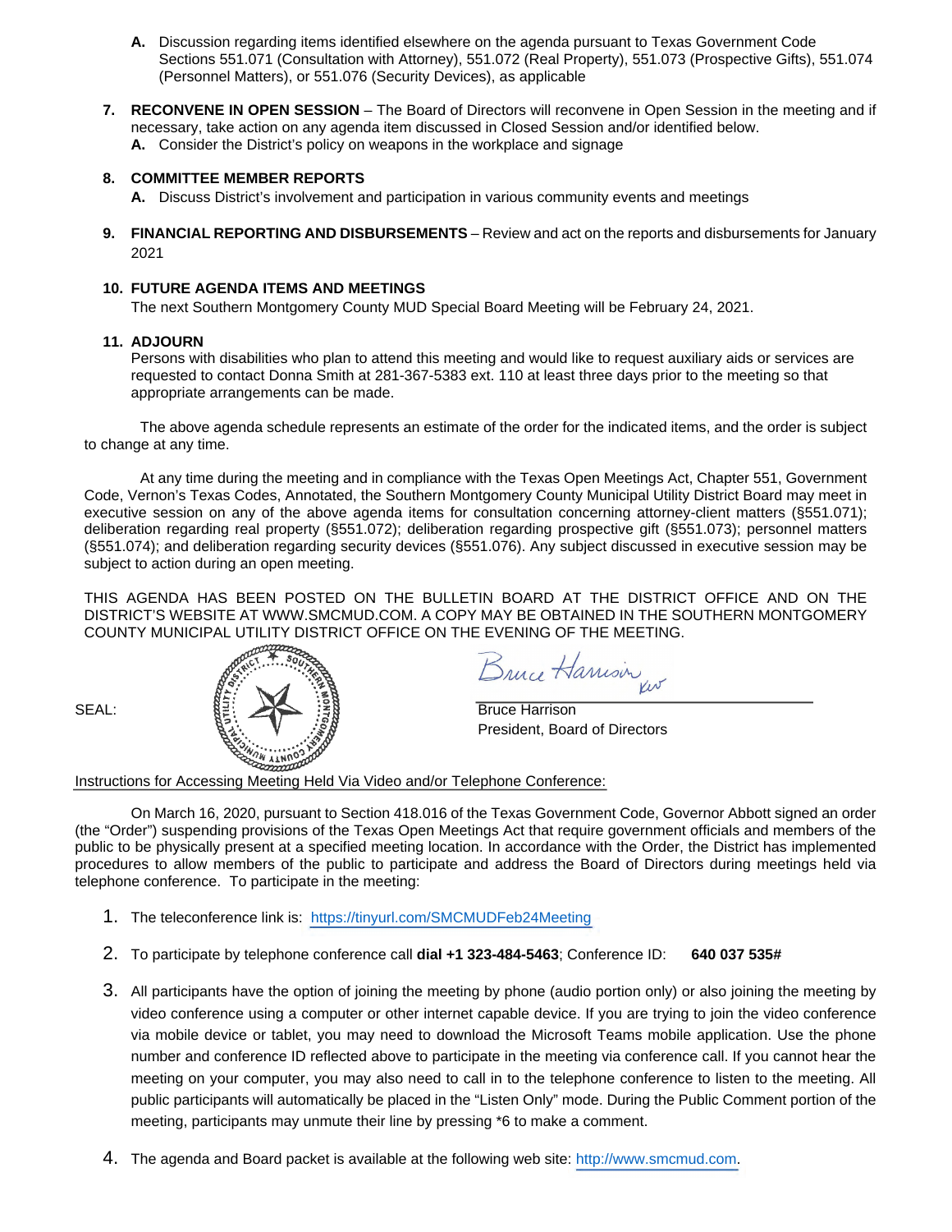- **A.** Discussion regarding items identified elsewhere on the agenda pursuant to Texas Government Code Sections 551.071 (Consultation with Attorney), 551.072 (Real Property), 551.073 (Prospective Gifts), 551.074 (Personnel Matters), or 551.076 (Security Devices), as applicable

7. **RECONVENE IN OPEN SESSION** – The Board of Directors will reconvene in Open Session in the meeting and if necessary, take action on any agenda item discussed in Closed Session and/or identified below.
   - **A.** Consider the District's policy on weapons in the workplace and signage

8. **COMMITTEE MEMBER REPORTS**
   - **A.** Discuss District's involvement and participation in various community events and meetings

9. **FINANCIAL REPORTING AND DISBURSEMENTS** – Review and act on the reports and disbursements for January 2021

10. **FUTURE AGENDA ITEMS AND MEETINGS**
    The next Southern Montgomery County MUD Special Board Meeting will be February 24, 2021.

11. **ADJOURN**
    Persons with disabilities who plan to attend this meeting and would like to request auxiliary aids or services are requested to contact Donna Smith at 281-367-5383 ext. 110 at least three days prior to the meeting so that appropriate arrangements can be made.

The above agenda schedule represents an estimate of the order for the indicated items, and the order is subject to change at any time.

At any time during the meeting and in compliance with the Texas Open Meetings Act, Chapter 551, Government Code, Vernon's Texas Codes, Annotated, the Southern Montgomery County Municipal Utility District Board may meet in executive session on any of the above agenda items for consultation concerning attorney-client matters (§551.071); deliberation regarding real property (§551.072); deliberation regarding prospective gift (§551.073); personnel matters (§551.074); and deliberation regarding security devices (§551.076). Any subject discussed in executive session may be subject to action during an open meeting.

THIS AGENDA HAS BEEN POSTED ON THE BULLETIN BOARD AT THE DISTRICT OFFICE AND ON THE DISTRICT'S WEBSITE AT WWW.SMCMUD.COM. A COPY MAY BE OBTAINED IN THE SOUTHERN MONTGOMERY COUNTY MUNICIPAL UTILITY DISTRICT OFFICE ON THE EVENING OF THE MEETING.

SEAL:

Bruce Harrison
President, Board of Directors

Instructions for Accessing Meeting Held Via Video and/or Telephone Conference:

On March 16, 2020, pursuant to Section 418.016 of the Texas Government Code, Governor Abbott signed an order (the "Order") suspending provisions of the Texas Open Meetings Act that require government officials and members of the public to be physically present at a specified meeting location. In accordance with the Order, the District has implemented procedures to allow members of the public to participate and address the Board of Directors during meetings held via telephone conference. To participate in the meeting:

1. The teleconference link is: https://tinyurl.com/SMCMUDFeb24Meeting
2. To participate by telephone conference call **dial +1 323-484-5463**; Conference ID: **640 037 535#**
3. All participants have the option of joining the meeting by phone (audio portion only) or also joining the meeting by video conference using a computer or other internet capable device. If you are trying to join the video conference via mobile device or tablet, you may need to download the Microsoft Teams mobile application. Use the phone number and conference ID reflected above to participate in the meeting via conference call. If you cannot hear the meeting on your computer, you may also need to call in to the telephone conference to listen to the meeting. All public participants will automatically be placed in the "Listen Only" mode. During the Public Comment portion of the meeting, participants may unmute their line by pressing *6 to make a comment.
4. The agenda and Board packet is available at the following web site: http://www.smcmud.com.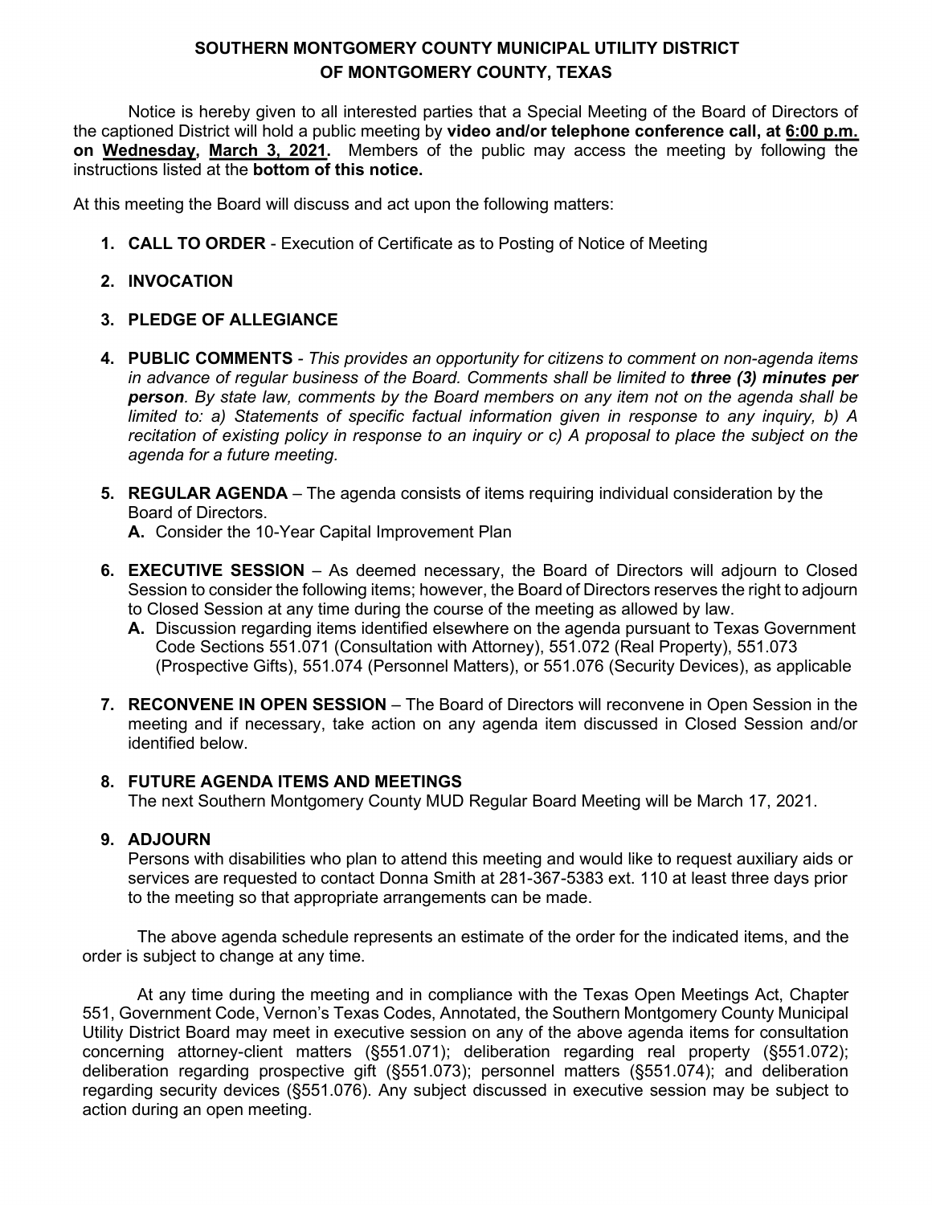# SOUTHERN MONTGOMERY COUNTY MUNICIPAL UTILITY DISTRICT OF MONTGOMERY COUNTY, TEXAS

Notice is hereby given to all interested parties that a Special Meeting of the Board of Directors of the captioned District will hold a public meeting by **video and/or telephone conference call, at 6:00 p.m. on Wednesday, March 3, 2021.** Members of the public may access the meeting by following the instructions listed at the **bottom of this notice.**

At this meeting the Board will discuss and act upon the following matters:

1. **CALL TO ORDER** - Execution of Certificate as to Posting of Notice of Meeting

2. **INVOCATION**

3. **PLEDGE OF ALLEGIANCE**

4. **PUBLIC COMMENTS** - *This provides an opportunity for citizens to comment on non-agenda items in advance of regular business of the Board. Comments shall be limited to* ***three (3) minutes per person****. By state law, comments by the Board members on any item not on the agenda shall be limited to: a) Statements of specific factual information given in response to any inquiry, b) A recitation of existing policy in response to an inquiry or c) A proposal to place the subject on the agenda for a future meeting.*

5. **REGULAR AGENDA** – The agenda consists of items requiring individual consideration by the Board of Directors.
   **A.** Consider the 10-Year Capital Improvement Plan

6. **EXECUTIVE SESSION** – As deemed necessary, the Board of Directors will adjourn to Closed Session to consider the following items; however, the Board of Directors reserves the right to adjourn to Closed Session at any time during the course of the meeting as allowed by law.
   **A.** Discussion regarding items identified elsewhere on the agenda pursuant to Texas Government Code Sections 551.071 (Consultation with Attorney), 551.072 (Real Property), 551.073 (Prospective Gifts), 551.074 (Personnel Matters), or 551.076 (Security Devices), as applicable

7. **RECONVENE IN OPEN SESSION** – The Board of Directors will reconvene in Open Session in the meeting and if necessary, take action on any agenda item discussed in Closed Session and/or identified below.

8. **FUTURE AGENDA ITEMS AND MEETINGS**
   The next Southern Montgomery County MUD Regular Board Meeting will be March 17, 2021.

9. **ADJOURN**
   Persons with disabilities who plan to attend this meeting and would like to request auxiliary aids or services are requested to contact Donna Smith at 281-367-5383 ext. 110 at least three days prior to the meeting so that appropriate arrangements can be made.

The above agenda schedule represents an estimate of the order for the indicated items, and the order is subject to change at any time.

At any time during the meeting and in compliance with the Texas Open Meetings Act, Chapter 551, Government Code, Vernon's Texas Codes, Annotated, the Southern Montgomery County Municipal Utility District Board may meet in executive session on any of the above agenda items for consultation concerning attorney-client matters (§551.071); deliberation regarding real property (§551.072); deliberation regarding prospective gift (§551.073); personnel matters (§551.074); and deliberation regarding security devices (§551.076). Any subject discussed in executive session may be subject to action during an open meeting.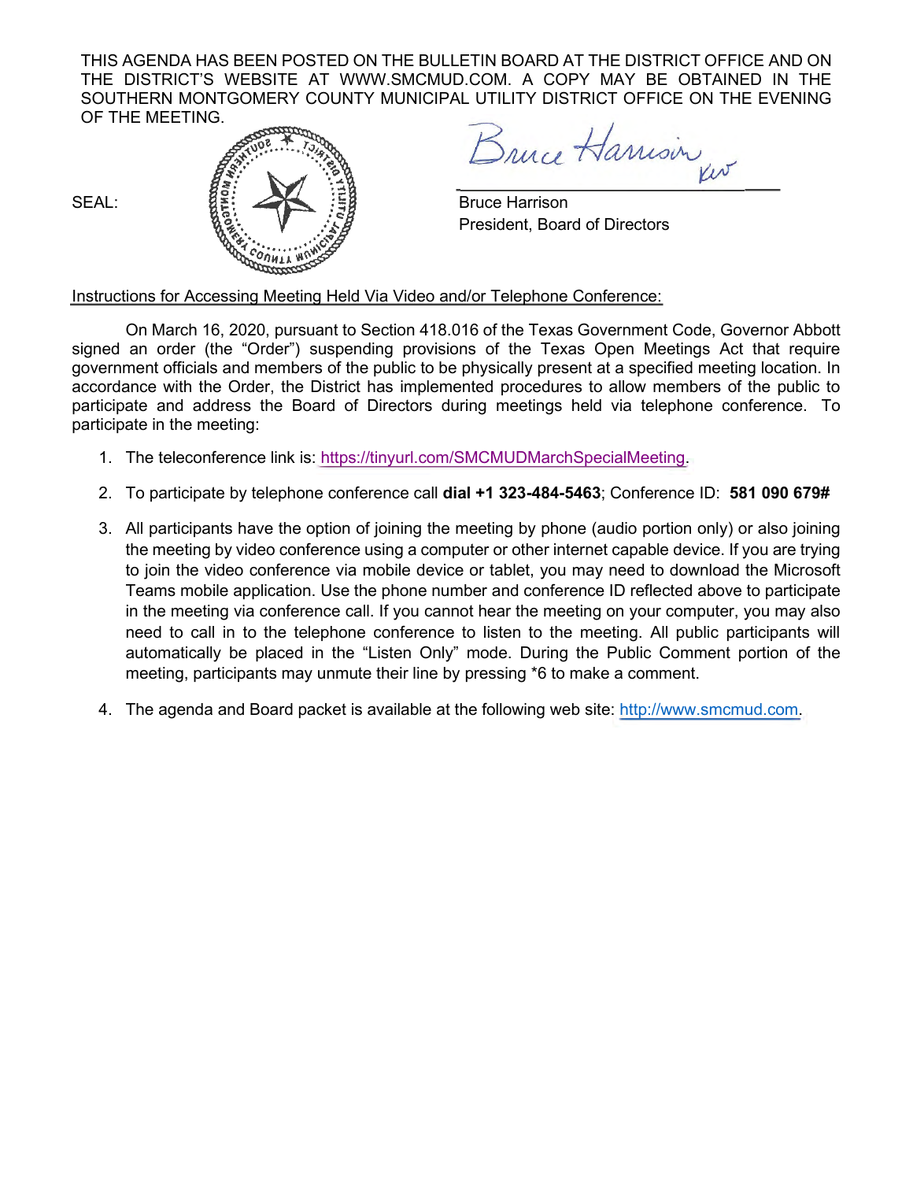THIS AGENDA HAS BEEN POSTED ON THE BULLETIN BOARD AT THE DISTRICT OFFICE AND ON THE DISTRICT'S WEBSITE AT WWW.SMCMUD.COM. A COPY MAY BE OBTAINED IN THE SOUTHERN MONTGOMERY COUNTY MUNICIPAL UTILITY DISTRICT OFFICE ON THE EVENING OF THE MEETING.

SEAL:

Bruce Harrison
President, Board of Directors

Instructions for Accessing Meeting Held Via Video and/or Telephone Conference:

On March 16, 2020, pursuant to Section 418.016 of the Texas Government Code, Governor Abbott signed an order (the "Order") suspending provisions of the Texas Open Meetings Act that require government officials and members of the public to be physically present at a specified meeting location. In accordance with the Order, the District has implemented procedures to allow members of the public to participate and address the Board of Directors during meetings held via telephone conference. To participate in the meeting:

1. The teleconference link is: https://tinyurl.com/SMCMUDMarchSpecialMeeting.
2. To participate by telephone conference call **dial +1 323-484-5463**; Conference ID: **581 090 679#**
3. All participants have the option of joining the meeting by phone (audio portion only) or also joining the meeting by video conference using a computer or other internet capable device. If you are trying to join the video conference via mobile device or tablet, you may need to download the Microsoft Teams mobile application. Use the phone number and conference ID reflected above to participate in the meeting via conference call. If you cannot hear the meeting on your computer, you may also need to call in to the telephone conference to listen to the meeting. All public participants will automatically be placed in the "Listen Only" mode. During the Public Comment portion of the meeting, participants may unmute their line by pressing *6 to make a comment.
4. The agenda and Board packet is available at the following web site: http://www.smcmud.com.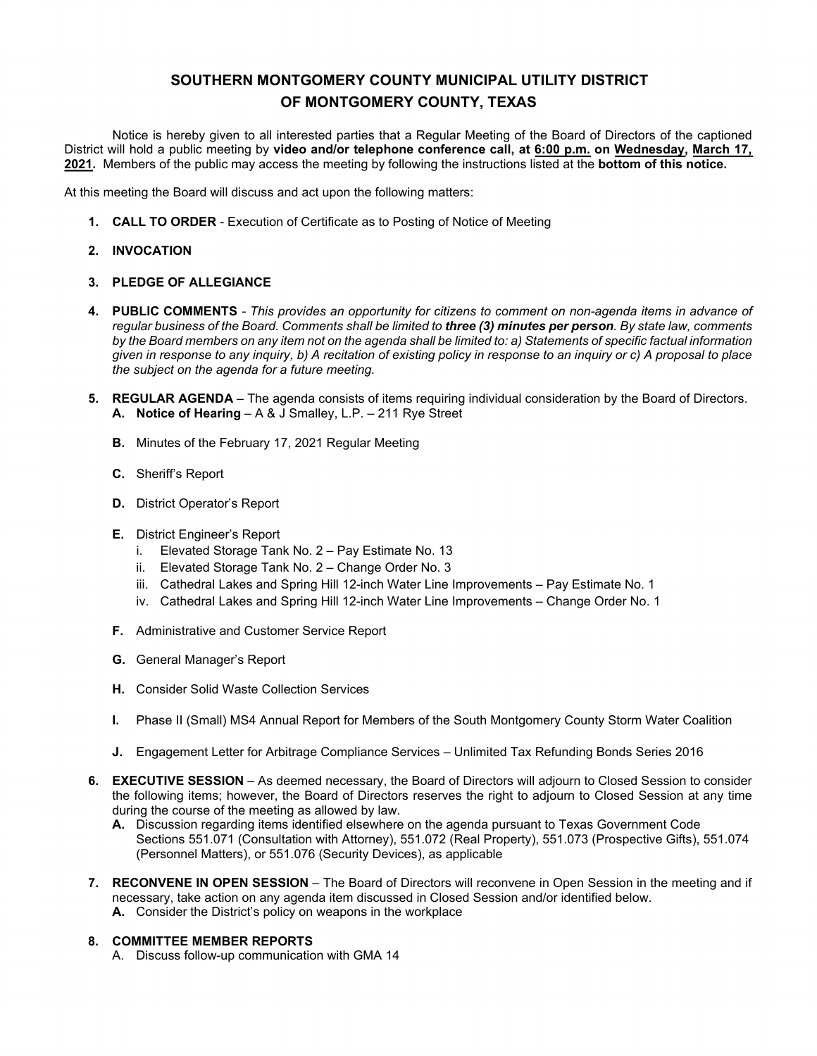# SOUTHERN MONTGOMERY COUNTY MUNICIPAL UTILITY DISTRICT OF MONTGOMERY COUNTY, TEXAS

Notice is hereby given to all interested parties that a Regular Meeting of the Board of Directors of the captioned District will hold a public meeting by **video and/or telephone conference call, at 6:00 p.m. on Wednesday, March 17, 2021.** Members of the public may access the meeting by following the instructions listed at the **bottom of this notice.**

At this meeting the Board will discuss and act upon the following matters:

1. **CALL TO ORDER** - Execution of Certificate as to Posting of Notice of Meeting

2. **INVOCATION**

3. **PLEDGE OF ALLEGIANCE**

4. **PUBLIC COMMENTS** - *This provides an opportunity for citizens to comment on non-agenda items in advance of regular business of the Board. Comments shall be limited to* ***three (3) minutes per person****. By state law, comments by the Board members on any item not on the agenda shall be limited to: a) Statements of specific factual information given in response to any inquiry, b) A recitation of existing policy in response to an inquiry or c) A proposal to place the subject on the agenda for a future meeting.*

5. **REGULAR AGENDA** – The agenda consists of items requiring individual consideration by the Board of Directors.
   - **A. Notice of Hearing** – A & J Smalley, L.P. – 211 Rye Street
   - **B.** Minutes of the February 17, 2021 Regular Meeting
   - **C.** Sheriff's Report
   - **D.** District Operator's Report
   - **E.** District Engineer's Report
     - i. Elevated Storage Tank No. 2 – Pay Estimate No. 13
     - ii. Elevated Storage Tank No. 2 – Change Order No. 3
     - iii. Cathedral Lakes and Spring Hill 12-inch Water Line Improvements – Pay Estimate No. 1
     - iv. Cathedral Lakes and Spring Hill 12-inch Water Line Improvements – Change Order No. 1
   - **F.** Administrative and Customer Service Report
   - **G.** General Manager's Report
   - **H.** Consider Solid Waste Collection Services
   - **I.** Phase II (Small) MS4 Annual Report for Members of the South Montgomery County Storm Water Coalition
   - **J.** Engagement Letter for Arbitrage Compliance Services – Unlimited Tax Refunding Bonds Series 2016

6. **EXECUTIVE SESSION** – As deemed necessary, the Board of Directors will adjourn to Closed Session to consider the following items; however, the Board of Directors reserves the right to adjourn to Closed Session at any time during the course of the meeting as allowed by law.
   - **A.** Discussion regarding items identified elsewhere on the agenda pursuant to Texas Government Code Sections 551.071 (Consultation with Attorney), 551.072 (Real Property), 551.073 (Prospective Gifts), 551.074 (Personnel Matters), or 551.076 (Security Devices), as applicable

7. **RECONVENE IN OPEN SESSION** – The Board of Directors will reconvene in Open Session in the meeting and if necessary, take action on any agenda item discussed in Closed Session and/or identified below.
   - **A.** Consider the District's policy on weapons in the workplace

8. **COMMITTEE MEMBER REPORTS**
   - A. Discuss follow-up communication with GMA 14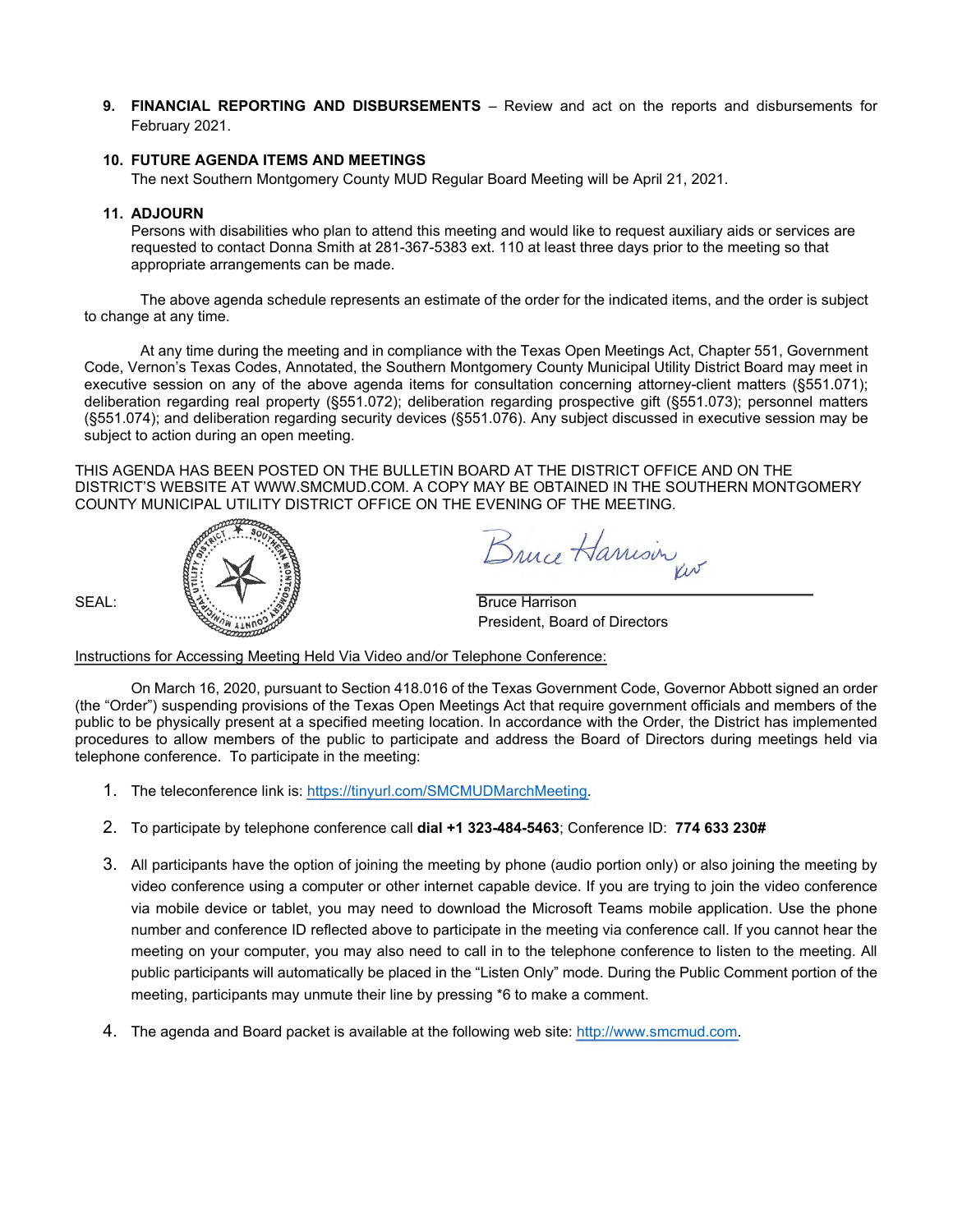9. **FINANCIAL REPORTING AND DISBURSEMENTS** – Review and act on the reports and disbursements for February 2021.

10. **FUTURE AGENDA ITEMS AND MEETINGS**
    The next Southern Montgomery County MUD Regular Board Meeting will be April 21, 2021.

11. **ADJOURN**
    Persons with disabilities who plan to attend this meeting and would like to request auxiliary aids or services are requested to contact Donna Smith at 281-367-5383 ext. 110 at least three days prior to the meeting so that appropriate arrangements can be made.

The above agenda schedule represents an estimate of the order for the indicated items, and the order is subject to change at any time.

At any time during the meeting and in compliance with the Texas Open Meetings Act, Chapter 551, Government Code, Vernon's Texas Codes, Annotated, the Southern Montgomery County Municipal Utility District Board may meet in executive session on any of the above agenda items for consultation concerning attorney-client matters (§551.071); deliberation regarding real property (§551.072); deliberation regarding prospective gift (§551.073); personnel matters (§551.074); and deliberation regarding security devices (§551.076). Any subject discussed in executive session may be subject to action during an open meeting.

THIS AGENDA HAS BEEN POSTED ON THE BULLETIN BOARD AT THE DISTRICT OFFICE AND ON THE DISTRICT'S WEBSITE AT WWW.SMCMUD.COM. A COPY MAY BE OBTAINED IN THE SOUTHERN MONTGOMERY COUNTY MUNICIPAL UTILITY DISTRICT OFFICE ON THE EVENING OF THE MEETING.

SEAL:

Bruce Harrison
President, Board of Directors

Instructions for Accessing Meeting Held Via Video and/or Telephone Conference:

On March 16, 2020, pursuant to Section 418.016 of the Texas Government Code, Governor Abbott signed an order (the "Order") suspending provisions of the Texas Open Meetings Act that require government officials and members of the public to be physically present at a specified meeting location. In accordance with the Order, the District has implemented procedures to allow members of the public to participate and address the Board of Directors during meetings held via telephone conference. To participate in the meeting:

1. The teleconference link is: https://tinyurl.com/SMCMUDMarchMeeting.

2. To participate by telephone conference call **dial +1 323-484-5463**; Conference ID: **774 633 230#**

3. All participants have the option of joining the meeting by phone (audio portion only) or also joining the meeting by video conference using a computer or other internet capable device. If you are trying to join the video conference via mobile device or tablet, you may need to download the Microsoft Teams mobile application. Use the phone number and conference ID reflected above to participate in the meeting via conference call. If you cannot hear the meeting on your computer, you may also need to call in to the telephone conference to listen to the meeting. All public participants will automatically be placed in the "Listen Only" mode. During the Public Comment portion of the meeting, participants may unmute their line by pressing *6 to make a comment.

4. The agenda and Board packet is available at the following web site: http://www.smcmud.com.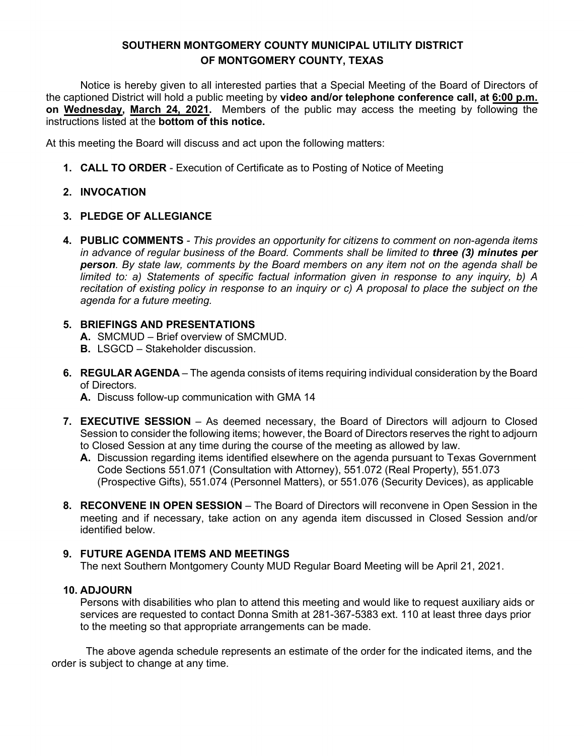# SOUTHERN MONTGOMERY COUNTY MUNICIPAL UTILITY DISTRICT
# OF MONTGOMERY COUNTY, TEXAS

Notice is hereby given to all interested parties that a Special Meeting of the Board of Directors of the captioned District will hold a public meeting by **video and/or telephone conference call, at <u>6:00 p.m.</u> on <u>Wednesday</u>, <u>March 24, 2021</u>.** Members of the public may access the meeting by following the instructions listed at the **bottom of this notice.**

At this meeting the Board will discuss and act upon the following matters:

1. **CALL TO ORDER** - Execution of Certificate as to Posting of Notice of Meeting

2. **INVOCATION**

3. **PLEDGE OF ALLEGIANCE**

4. **PUBLIC COMMENTS** - *This provides an opportunity for citizens to comment on non-agenda items in advance of regular business of the Board. Comments shall be limited to **three (3) minutes per person**. By state law, comments by the Board members on any item not on the agenda shall be limited to: a) Statements of specific factual information given in response to any inquiry, b) A recitation of existing policy in response to an inquiry or c) A proposal to place the subject on the agenda for a future meeting.*

5. **BRIEFINGS AND PRESENTATIONS**
   - **A.** SMCMUD – Brief overview of SMCMUD.
   - **B.** LSGCD – Stakeholder discussion.

6. **REGULAR AGENDA** – The agenda consists of items requiring individual consideration by the Board of Directors.
   - **A.** Discuss follow-up communication with GMA 14

7. **EXECUTIVE SESSION** – As deemed necessary, the Board of Directors will adjourn to Closed Session to consider the following items; however, the Board of Directors reserves the right to adjourn to Closed Session at any time during the course of the meeting as allowed by law.
   - **A.** Discussion regarding items identified elsewhere on the agenda pursuant to Texas Government Code Sections 551.071 (Consultation with Attorney), 551.072 (Real Property), 551.073 (Prospective Gifts), 551.074 (Personnel Matters), or 551.076 (Security Devices), as applicable

8. **RECONVENE IN OPEN SESSION** – The Board of Directors will reconvene in Open Session in the meeting and if necessary, take action on any agenda item discussed in Closed Session and/or identified below.

9. **FUTURE AGENDA ITEMS AND MEETINGS**
   The next Southern Montgomery County MUD Regular Board Meeting will be April 21, 2021.

10. **ADJOURN**
    Persons with disabilities who plan to attend this meeting and would like to request auxiliary aids or services are requested to contact Donna Smith at 281-367-5383 ext. 110 at least three days prior to the meeting so that appropriate arrangements can be made.

The above agenda schedule represents an estimate of the order for the indicated items, and the order is subject to change at any time.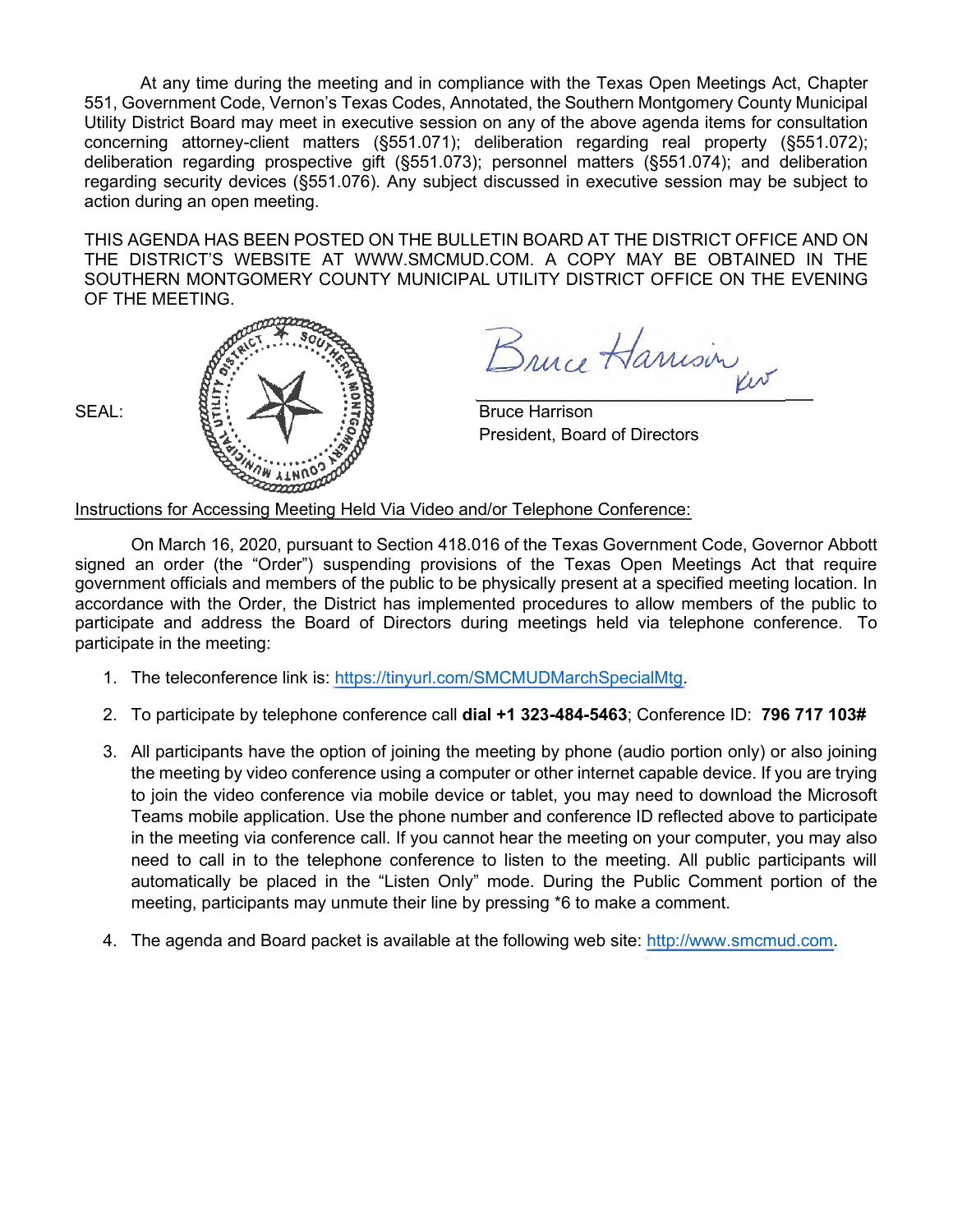At any time during the meeting and in compliance with the Texas Open Meetings Act, Chapter 551, Government Code, Vernon's Texas Codes, Annotated, the Southern Montgomery County Municipal Utility District Board may meet in executive session on any of the above agenda items for consultation concerning attorney-client matters (§551.071); deliberation regarding real property (§551.072); deliberation regarding prospective gift (§551.073); personnel matters (§551.074); and deliberation regarding security devices (§551.076). Any subject discussed in executive session may be subject to action during an open meeting.

THIS AGENDA HAS BEEN POSTED ON THE BULLETIN BOARD AT THE DISTRICT OFFICE AND ON THE DISTRICT'S WEBSITE AT WWW.SMCMUD.COM. A COPY MAY BE OBTAINED IN THE SOUTHERN MONTGOMERY COUNTY MUNICIPAL UTILITY DISTRICT OFFICE ON THE EVENING OF THE MEETING.

SEAL:

Bruce Harrison
President, Board of Directors

Instructions for Accessing Meeting Held Via Video and/or Telephone Conference:

On March 16, 2020, pursuant to Section 418.016 of the Texas Government Code, Governor Abbott signed an order (the "Order") suspending provisions of the Texas Open Meetings Act that require government officials and members of the public to be physically present at a specified meeting location. In accordance with the Order, the District has implemented procedures to allow members of the public to participate and address the Board of Directors during meetings held via telephone conference. To participate in the meeting:

1. The teleconference link is: https://tinyurl.com/SMCMUDMarchSpecialMtg.
2. To participate by telephone conference call **dial +1 323-484-5463**; Conference ID: **796 717 103#**
3. All participants have the option of joining the meeting by phone (audio portion only) or also joining the meeting by video conference using a computer or other internet capable device. If you are trying to join the video conference via mobile device or tablet, you may need to download the Microsoft Teams mobile application. Use the phone number and conference ID reflected above to participate in the meeting via conference call. If you cannot hear the meeting on your computer, you may also need to call in to the telephone conference to listen to the meeting. All public participants will automatically be placed in the "Listen Only" mode. During the Public Comment portion of the meeting, participants may unmute their line by pressing *6 to make a comment.
4. The agenda and Board packet is available at the following web site: http://www.smcmud.com.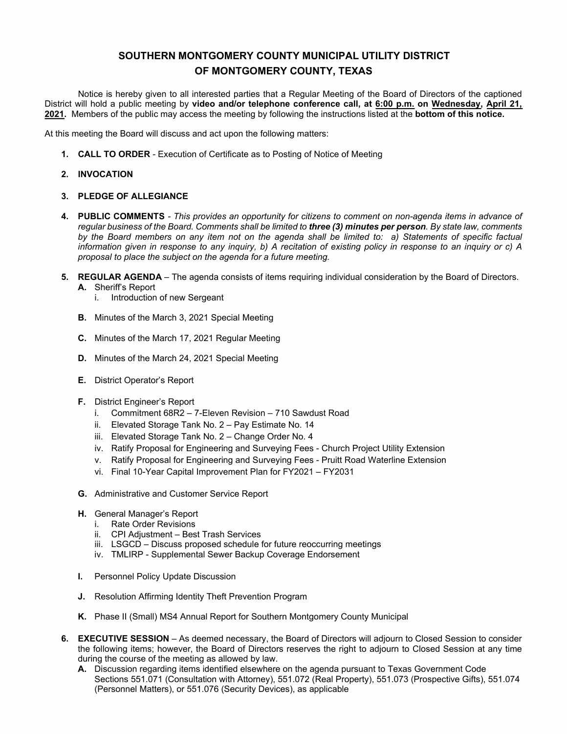# SOUTHERN MONTGOMERY COUNTY MUNICIPAL UTILITY DISTRICT
# OF MONTGOMERY COUNTY, TEXAS

Notice is hereby given to all interested parties that a Regular Meeting of the Board of Directors of the captioned District will hold a public meeting by **video and/or telephone conference call, at 6:00 p.m. on Wednesday, April 21, 2021.** Members of the public may access the meeting by following the instructions listed at the **bottom of this notice.**

At this meeting the Board will discuss and act upon the following matters:

1. **CALL TO ORDER** - Execution of Certificate as to Posting of Notice of Meeting

2. **INVOCATION**

3. **PLEDGE OF ALLEGIANCE**

4. **PUBLIC COMMENTS** - *This provides an opportunity for citizens to comment on non-agenda items in advance of regular business of the Board. Comments shall be limited to **three (3) minutes per person**. By state law, comments by the Board members on any item not on the agenda shall be limited to: a) Statements of specific factual information given in response to any inquiry, b) A recitation of existing policy in response to an inquiry or c) A proposal to place the subject on the agenda for a future meeting.*

5. **REGULAR AGENDA** – The agenda consists of items requiring individual consideration by the Board of Directors.
   - **A.** Sheriff's Report
     - i. Introduction of new Sergeant
   - **B.** Minutes of the March 3, 2021 Special Meeting
   - **C.** Minutes of the March 17, 2021 Regular Meeting
   - **D.** Minutes of the March 24, 2021 Special Meeting
   - **E.** District Operator's Report
   - **F.** District Engineer's Report
     - i. Commitment 68R2 – 7-Eleven Revision – 710 Sawdust Road
     - ii. Elevated Storage Tank No. 2 – Pay Estimate No. 14
     - iii. Elevated Storage Tank No. 2 – Change Order No. 4
     - iv. Ratify Proposal for Engineering and Surveying Fees - Church Project Utility Extension
     - v. Ratify Proposal for Engineering and Surveying Fees - Pruitt Road Waterline Extension
     - vi. Final 10-Year Capital Improvement Plan for FY2021 – FY2031
   - **G.** Administrative and Customer Service Report
   - **H.** General Manager's Report
     - i. Rate Order Revisions
     - ii. CPI Adjustment – Best Trash Services
     - iii. LSGCD – Discuss proposed schedule for future reoccurring meetings
     - iv. TMLIRP - Supplemental Sewer Backup Coverage Endorsement
   - **I.** Personnel Policy Update Discussion
   - **J.** Resolution Affirming Identity Theft Prevention Program
   - **K.** Phase II (Small) MS4 Annual Report for Southern Montgomery County Municipal

6. **EXECUTIVE SESSION** – As deemed necessary, the Board of Directors will adjourn to Closed Session to consider the following items; however, the Board of Directors reserves the right to adjourn to Closed Session at any time during the course of the meeting as allowed by law.
   - **A.** Discussion regarding items identified elsewhere on the agenda pursuant to Texas Government Code Sections 551.071 (Consultation with Attorney), 551.072 (Real Property), 551.073 (Prospective Gifts), 551.074 (Personnel Matters), or 551.076 (Security Devices), as applicable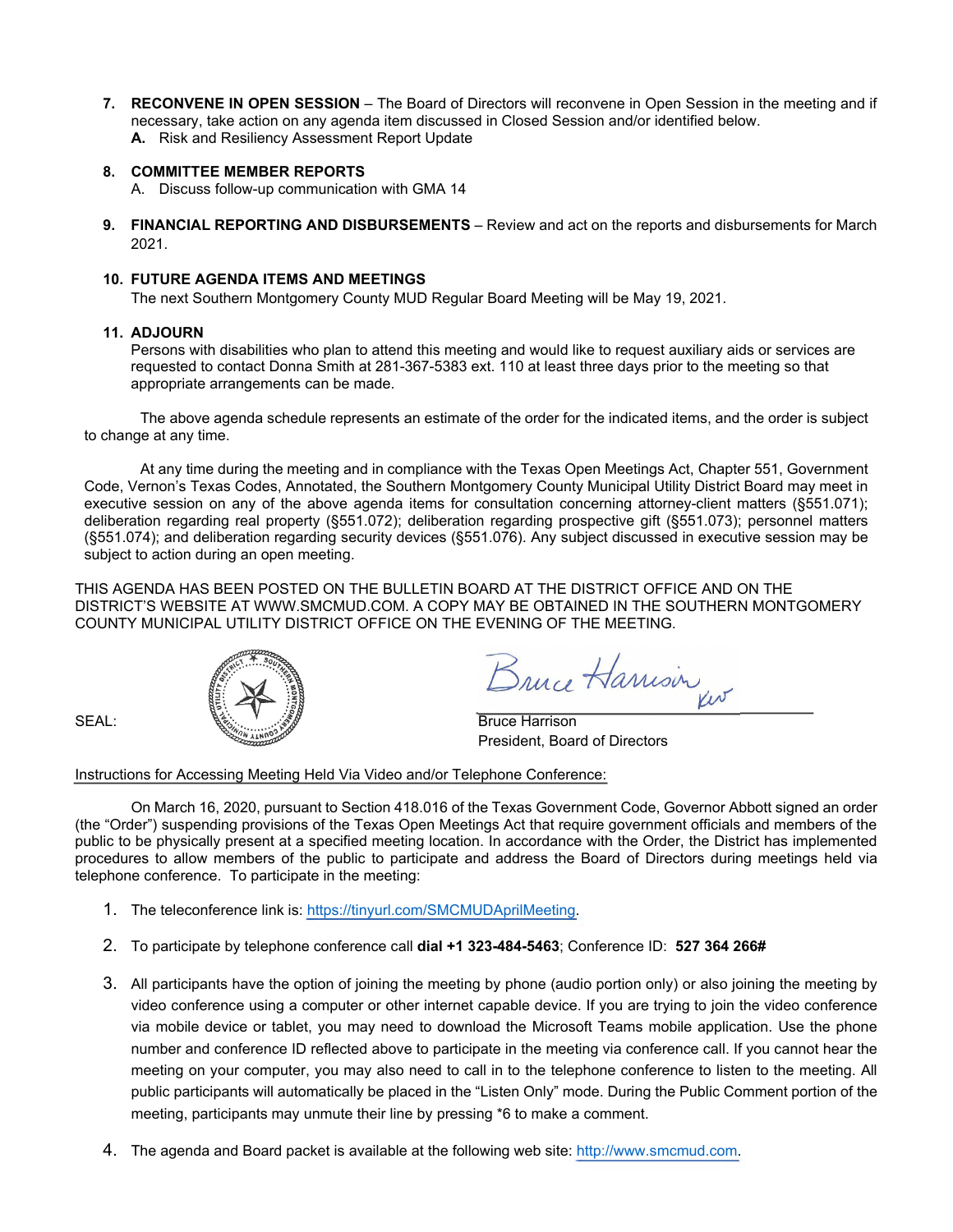7. **RECONVENE IN OPEN SESSION** – The Board of Directors will reconvene in Open Session in the meeting and if necessary, take action on any agenda item discussed in Closed Session and/or identified below.
   **A.** Risk and Resiliency Assessment Report Update

8. **COMMITTEE MEMBER REPORTS**
   A. Discuss follow-up communication with GMA 14

9. **FINANCIAL REPORTING AND DISBURSEMENTS** – Review and act on the reports and disbursements for March 2021.

10. **FUTURE AGENDA ITEMS AND MEETINGS**
    The next Southern Montgomery County MUD Regular Board Meeting will be May 19, 2021.

11. **ADJOURN**
    Persons with disabilities who plan to attend this meeting and would like to request auxiliary aids or services are requested to contact Donna Smith at 281-367-5383 ext. 110 at least three days prior to the meeting so that appropriate arrangements can be made.

The above agenda schedule represents an estimate of the order for the indicated items, and the order is subject to change at any time.

At any time during the meeting and in compliance with the Texas Open Meetings Act, Chapter 551, Government Code, Vernon's Texas Codes, Annotated, the Southern Montgomery County Municipal Utility District Board may meet in executive session on any of the above agenda items for consultation concerning attorney-client matters (§551.071); deliberation regarding real property (§551.072); deliberation regarding prospective gift (§551.073); personnel matters (§551.074); and deliberation regarding security devices (§551.076). Any subject discussed in executive session may be subject to action during an open meeting.

THIS AGENDA HAS BEEN POSTED ON THE BULLETIN BOARD AT THE DISTRICT OFFICE AND ON THE DISTRICT'S WEBSITE AT WWW.SMCMUD.COM. A COPY MAY BE OBTAINED IN THE SOUTHERN MONTGOMERY COUNTY MUNICIPAL UTILITY DISTRICT OFFICE ON THE EVENING OF THE MEETING.

SEAL:

Bruce Harrison
President, Board of Directors

Instructions for Accessing Meeting Held Via Video and/or Telephone Conference:

On March 16, 2020, pursuant to Section 418.016 of the Texas Government Code, Governor Abbott signed an order (the "Order") suspending provisions of the Texas Open Meetings Act that require government officials and members of the public to be physically present at a specified meeting location. In accordance with the Order, the District has implemented procedures to allow members of the public to participate and address the Board of Directors during meetings held via telephone conference. To participate in the meeting:

1. The teleconference link is: https://tinyurl.com/SMCMUDAprilMeeting.
2. To participate by telephone conference call **dial +1 323-484-5463**; Conference ID: **527 364 266#**
3. All participants have the option of joining the meeting by phone (audio portion only) or also joining the meeting by video conference using a computer or other internet capable device. If you are trying to join the video conference via mobile device or tablet, you may need to download the Microsoft Teams mobile application. Use the phone number and conference ID reflected above to participate in the meeting via conference call. If you cannot hear the meeting on your computer, you may also need to call in to the telephone conference to listen to the meeting. All public participants will automatically be placed in the "Listen Only" mode. During the Public Comment portion of the meeting, participants may unmute their line by pressing *6 to make a comment.
4. The agenda and Board packet is available at the following web site: http://www.smcmud.com.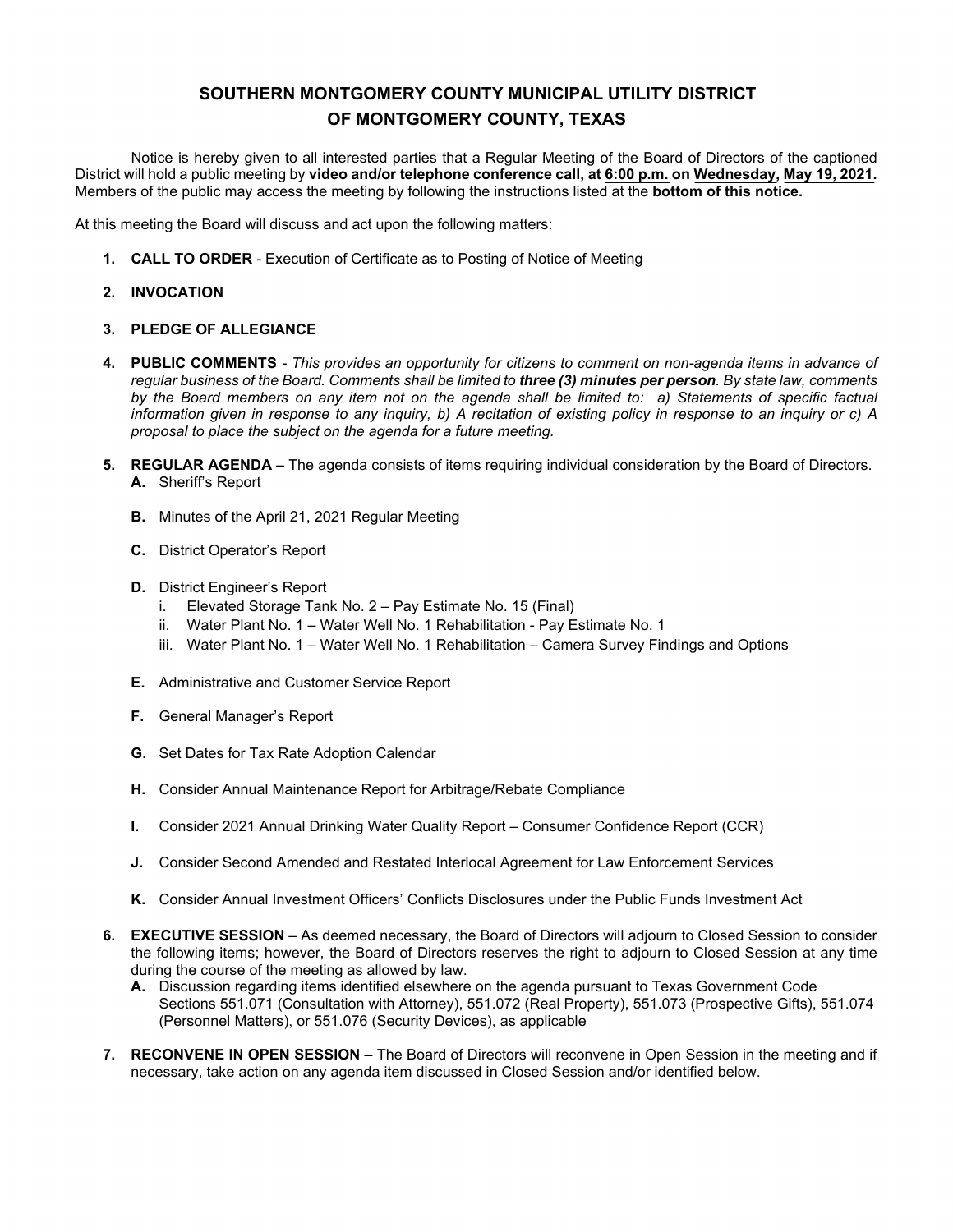# SOUTHERN MONTGOMERY COUNTY MUNICIPAL UTILITY DISTRICT OF MONTGOMERY COUNTY, TEXAS

Notice is hereby given to all interested parties that a Regular Meeting of the Board of Directors of the captioned District will hold a public meeting by **video and/or telephone conference call, at <u>6:00 p.m.</u> on <u>Wednesday</u>, <u>May 19, 2021</u>.** Members of the public may access the meeting by following the instructions listed at the **bottom of this notice.**

At this meeting the Board will discuss and act upon the following matters:

1. **CALL TO ORDER** - Execution of Certificate as to Posting of Notice of Meeting

2. **INVOCATION**

3. **PLEDGE OF ALLEGIANCE**

4. **PUBLIC COMMENTS** - *This provides an opportunity for citizens to comment on non-agenda items in advance of regular business of the Board. Comments shall be limited to **three (3) minutes per person**. By state law, comments by the Board members on any item not on the agenda shall be limited to: a) Statements of specific factual information given in response to any inquiry, b) A recitation of existing policy in response to an inquiry or c) A proposal to place the subject on the agenda for a future meeting.*

5. **REGULAR AGENDA** – The agenda consists of items requiring individual consideration by the Board of Directors.
   - **A.** Sheriff's Report
   - **B.** Minutes of the April 21, 2021 Regular Meeting
   - **C.** District Operator's Report
   - **D.** District Engineer's Report
     - i. Elevated Storage Tank No. 2 – Pay Estimate No. 15 (Final)
     - ii. Water Plant No. 1 – Water Well No. 1 Rehabilitation - Pay Estimate No. 1
     - iii. Water Plant No. 1 – Water Well No. 1 Rehabilitation – Camera Survey Findings and Options
   - **E.** Administrative and Customer Service Report
   - **F.** General Manager's Report
   - **G.** Set Dates for Tax Rate Adoption Calendar
   - **H.** Consider Annual Maintenance Report for Arbitrage/Rebate Compliance
   - **I.** Consider 2021 Annual Drinking Water Quality Report – Consumer Confidence Report (CCR)
   - **J.** Consider Second Amended and Restated Interlocal Agreement for Law Enforcement Services
   - **K.** Consider Annual Investment Officers' Conflicts Disclosures under the Public Funds Investment Act

6. **EXECUTIVE SESSION** – As deemed necessary, the Board of Directors will adjourn to Closed Session to consider the following items; however, the Board of Directors reserves the right to adjourn to Closed Session at any time during the course of the meeting as allowed by law.
   - **A.** Discussion regarding items identified elsewhere on the agenda pursuant to Texas Government Code Sections 551.071 (Consultation with Attorney), 551.072 (Real Property), 551.073 (Prospective Gifts), 551.074 (Personnel Matters), or 551.076 (Security Devices), as applicable

7. **RECONVENE IN OPEN SESSION** – The Board of Directors will reconvene in Open Session in the meeting and if necessary, take action on any agenda item discussed in Closed Session and/or identified below.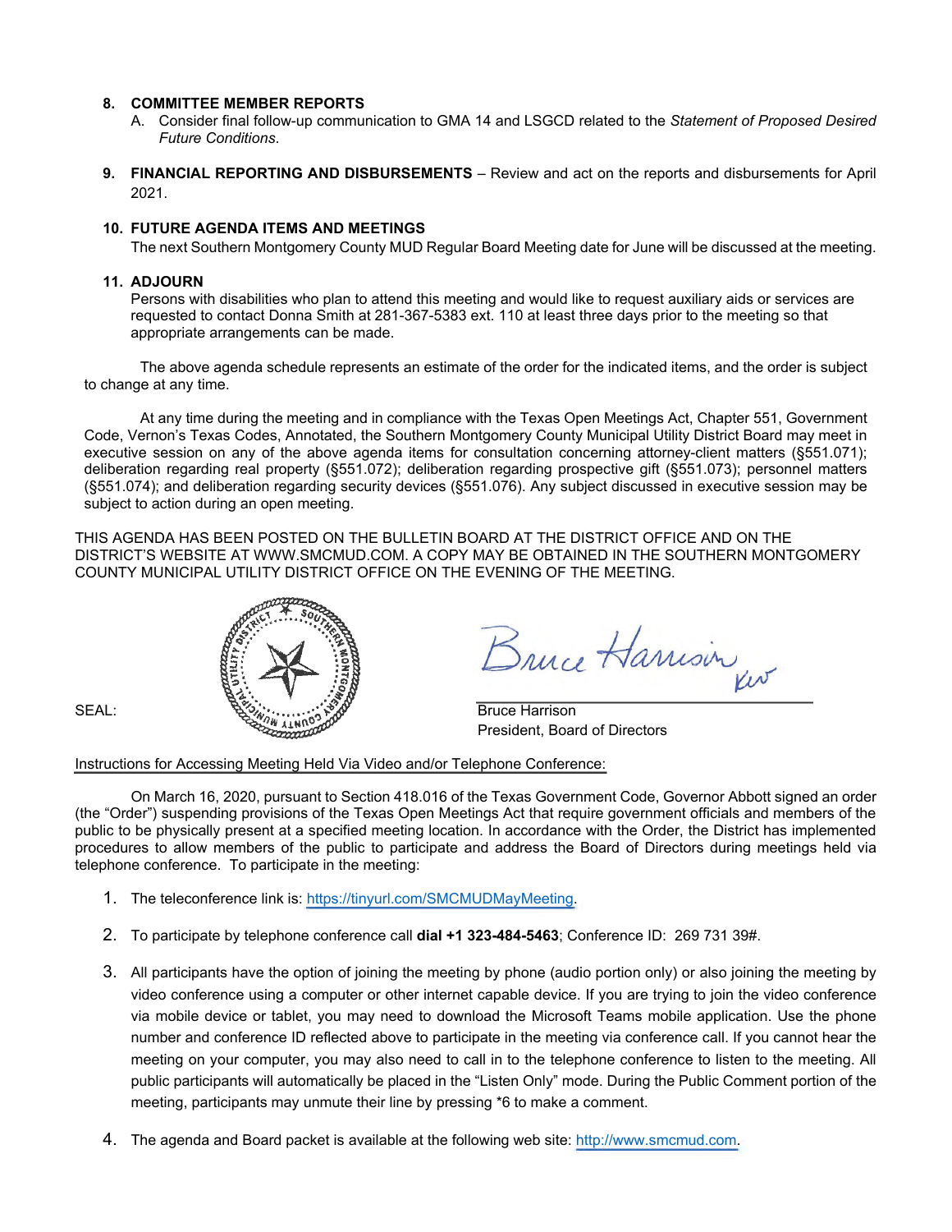8. **COMMITTEE MEMBER REPORTS**
   A. Consider final follow-up communication to GMA 14 and LSGCD related to the *Statement of Proposed Desired Future Conditions*.

9. **FINANCIAL REPORTING AND DISBURSEMENTS** – Review and act on the reports and disbursements for April 2021.

10. **FUTURE AGENDA ITEMS AND MEETINGS**
    The next Southern Montgomery County MUD Regular Board Meeting date for June will be discussed at the meeting.

11. **ADJOURN**
    Persons with disabilities who plan to attend this meeting and would like to request auxiliary aids or services are requested to contact Donna Smith at 281-367-5383 ext. 110 at least three days prior to the meeting so that appropriate arrangements can be made.

The above agenda schedule represents an estimate of the order for the indicated items, and the order is subject to change at any time.

At any time during the meeting and in compliance with the Texas Open Meetings Act, Chapter 551, Government Code, Vernon's Texas Codes, Annotated, the Southern Montgomery County Municipal Utility District Board may meet in executive session on any of the above agenda items for consultation concerning attorney-client matters (§551.071); deliberation regarding real property (§551.072); deliberation regarding prospective gift (§551.073); personnel matters (§551.074); and deliberation regarding security devices (§551.076). Any subject discussed in executive session may be subject to action during an open meeting.

THIS AGENDA HAS BEEN POSTED ON THE BULLETIN BOARD AT THE DISTRICT OFFICE AND ON THE DISTRICT'S WEBSITE AT WWW.SMCMUD.COM. A COPY MAY BE OBTAINED IN THE SOUTHERN MONTGOMERY COUNTY MUNICIPAL UTILITY DISTRICT OFFICE ON THE EVENING OF THE MEETING.

SEAL:

Bruce Harrison
President, Board of Directors

Instructions for Accessing Meeting Held Via Video and/or Telephone Conference:

On March 16, 2020, pursuant to Section 418.016 of the Texas Government Code, Governor Abbott signed an order (the "Order") suspending provisions of the Texas Open Meetings Act that require government officials and members of the public to be physically present at a specified meeting location. In accordance with the Order, the District has implemented procedures to allow members of the public to participate and address the Board of Directors during meetings held via telephone conference. To participate in the meeting:

1. The teleconference link is: https://tinyurl.com/SMCMUDMayMeeting.
2. To participate by telephone conference call **dial +1 323-484-5463**; Conference ID: 269 731 39#.
3. All participants have the option of joining the meeting by phone (audio portion only) or also joining the meeting by video conference using a computer or other internet capable device. If you are trying to join the video conference via mobile device or tablet, you may need to download the Microsoft Teams mobile application. Use the phone number and conference ID reflected above to participate in the meeting via conference call. If you cannot hear the meeting on your computer, you may also need to call in to the telephone conference to listen to the meeting. All public participants will automatically be placed in the "Listen Only" mode. During the Public Comment portion of the meeting, participants may unmute their line by pressing *6 to make a comment.
4. The agenda and Board packet is available at the following web site: http://www.smcmud.com.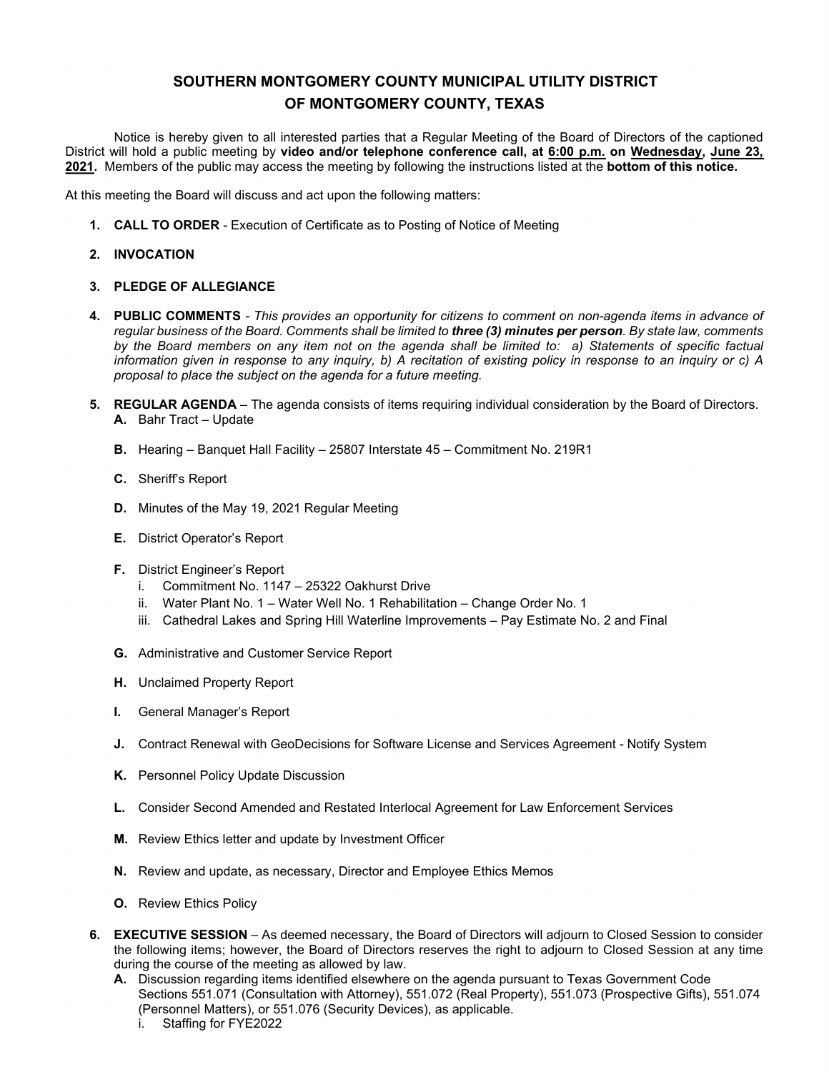# SOUTHERN MONTGOMERY COUNTY MUNICIPAL UTILITY DISTRICT OF MONTGOMERY COUNTY, TEXAS

Notice is hereby given to all interested parties that a Regular Meeting of the Board of Directors of the captioned District will hold a public meeting by **video and/or telephone conference call, at 6:00 p.m. on Wednesday, June 23, 2021.** Members of the public may access the meeting by following the instructions listed at the **bottom of this notice.**

At this meeting the Board will discuss and act upon the following matters:

1. **CALL TO ORDER** - Execution of Certificate as to Posting of Notice of Meeting

2. **INVOCATION**

3. **PLEDGE OF ALLEGIANCE**

4. **PUBLIC COMMENTS** - *This provides an opportunity for citizens to comment on non-agenda items in advance of regular business of the Board. Comments shall be limited to **three (3) minutes per person**. By state law, comments by the Board members on any item not on the agenda shall be limited to: a) Statements of specific factual information given in response to any inquiry, b) A recitation of existing policy in response to an inquiry or c) A proposal to place the subject on the agenda for a future meeting.*

5. **REGULAR AGENDA** – The agenda consists of items requiring individual consideration by the Board of Directors.
   - **A.** Bahr Tract – Update
   - **B.** Hearing – Banquet Hall Facility – 25807 Interstate 45 – Commitment No. 219R1
   - **C.** Sheriff's Report
   - **D.** Minutes of the May 19, 2021 Regular Meeting
   - **E.** District Operator's Report
   - **F.** District Engineer's Report
     - i. Commitment No. 1147 – 25322 Oakhurst Drive
     - ii. Water Plant No. 1 – Water Well No. 1 Rehabilitation – Change Order No. 1
     - iii. Cathedral Lakes and Spring Hill Waterline Improvements – Pay Estimate No. 2 and Final
   - **G.** Administrative and Customer Service Report
   - **H.** Unclaimed Property Report
   - **I.** General Manager's Report
   - **J.** Contract Renewal with GeoDecisions for Software License and Services Agreement - Notify System
   - **K.** Personnel Policy Update Discussion
   - **L.** Consider Second Amended and Restated Interlocal Agreement for Law Enforcement Services
   - **M.** Review Ethics letter and update by Investment Officer
   - **N.** Review and update, as necessary, Director and Employee Ethics Memos
   - **O.** Review Ethics Policy

6. **EXECUTIVE SESSION** – As deemed necessary, the Board of Directors will adjourn to Closed Session to consider the following items; however, the Board of Directors reserves the right to adjourn to Closed Session at any time during the course of the meeting as allowed by law.
   - **A.** Discussion regarding items identified elsewhere on the agenda pursuant to Texas Government Code Sections 551.071 (Consultation with Attorney), 551.072 (Real Property), 551.073 (Prospective Gifts), 551.074 (Personnel Matters), or 551.076 (Security Devices), as applicable.
     - i. Staffing for FYE2022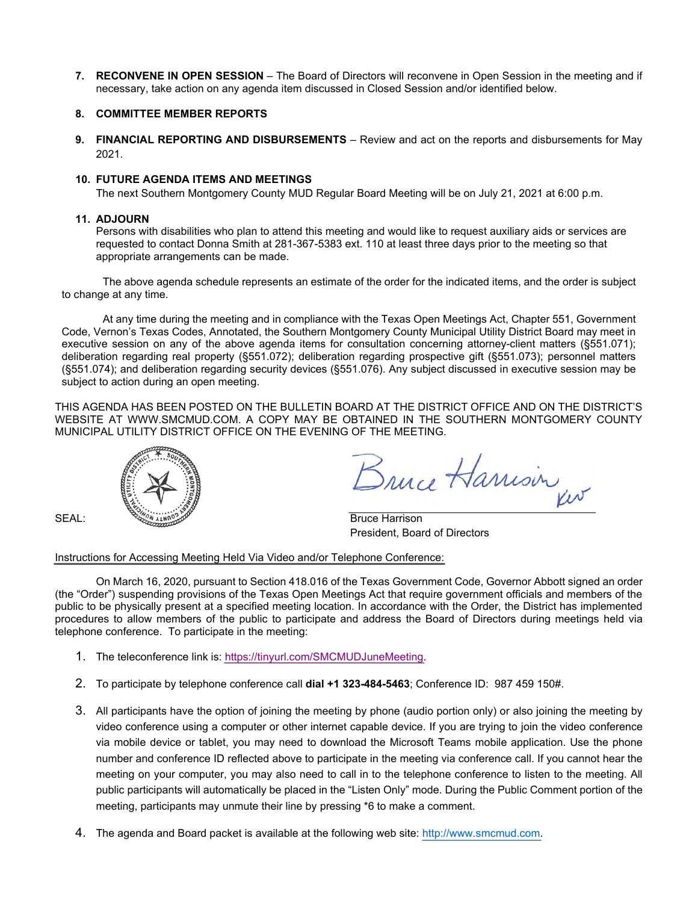7. **RECONVENE IN OPEN SESSION** – The Board of Directors will reconvene in Open Session in the meeting and if necessary, take action on any agenda item discussed in Closed Session and/or identified below.

8. **COMMITTEE MEMBER REPORTS**

9. **FINANCIAL REPORTING AND DISBURSEMENTS** – Review and act on the reports and disbursements for May 2021.

10. **FUTURE AGENDA ITEMS AND MEETINGS**
    The next Southern Montgomery County MUD Regular Board Meeting will be on July 21, 2021 at 6:00 p.m.

11. **ADJOURN**
    Persons with disabilities who plan to attend this meeting and would like to request auxiliary aids or services are requested to contact Donna Smith at 281-367-5383 ext. 110 at least three days prior to the meeting so that appropriate arrangements can be made.

The above agenda schedule represents an estimate of the order for the indicated items, and the order is subject to change at any time.

At any time during the meeting and in compliance with the Texas Open Meetings Act, Chapter 551, Government Code, Vernon's Texas Codes, Annotated, the Southern Montgomery County Municipal Utility District Board may meet in executive session on any of the above agenda items for consultation concerning attorney-client matters (§551.071); deliberation regarding real property (§551.072); deliberation regarding prospective gift (§551.073); personnel matters (§551.074); and deliberation regarding security devices (§551.076). Any subject discussed in executive session may be subject to action during an open meeting.

THIS AGENDA HAS BEEN POSTED ON THE BULLETIN BOARD AT THE DISTRICT OFFICE AND ON THE DISTRICT'S WEBSITE AT WWW.SMCMUD.COM. A COPY MAY BE OBTAINED IN THE SOUTHERN MONTGOMERY COUNTY MUNICIPAL UTILITY DISTRICT OFFICE ON THE EVENING OF THE MEETING.

SEAL:

Bruce Harrison
President, Board of Directors

Instructions for Accessing Meeting Held Via Video and/or Telephone Conference:

On March 16, 2020, pursuant to Section 418.016 of the Texas Government Code, Governor Abbott signed an order (the "Order") suspending provisions of the Texas Open Meetings Act that require government officials and members of the public to be physically present at a specified meeting location. In accordance with the Order, the District has implemented procedures to allow members of the public to participate and address the Board of Directors during meetings held via telephone conference. To participate in the meeting:

1. The teleconference link is: https://tinyurl.com/SMCMUDJuneMeeting.

2. To participate by telephone conference call **dial +1 323-484-5463**; Conference ID: 987 459 150#.

3. All participants have the option of joining the meeting by phone (audio portion only) or also joining the meeting by video conference using a computer or other internet capable device. If you are trying to join the video conference via mobile device or tablet, you may need to download the Microsoft Teams mobile application. Use the phone number and conference ID reflected above to participate in the meeting via conference call. If you cannot hear the meeting on your computer, you may also need to call in to the telephone conference to listen to the meeting. All public participants will automatically be placed in the "Listen Only" mode. During the Public Comment portion of the meeting, participants may unmute their line by pressing *6 to make a comment.

4. The agenda and Board packet is available at the following web site: http://www.smcmud.com.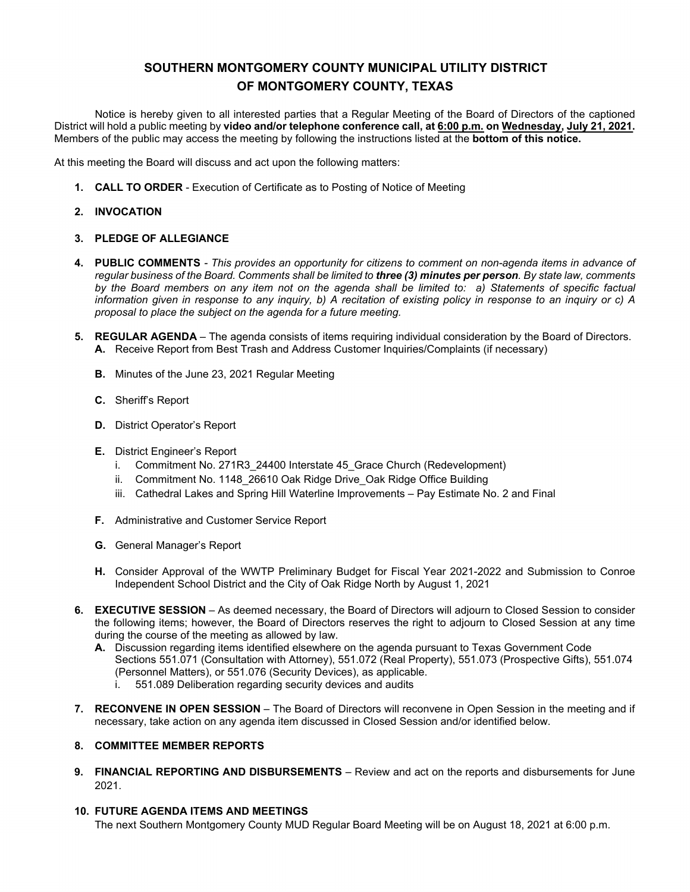# SOUTHERN MONTGOMERY COUNTY MUNICIPAL UTILITY DISTRICT OF MONTGOMERY COUNTY, TEXAS

Notice is hereby given to all interested parties that a Regular Meeting of the Board of Directors of the captioned District will hold a public meeting by **video and/or telephone conference call, at 6:00 p.m. on Wednesday, July 21, 2021.** Members of the public may access the meeting by following the instructions listed at the **bottom of this notice.**

At this meeting the Board will discuss and act upon the following matters:

1. **CALL TO ORDER** - Execution of Certificate as to Posting of Notice of Meeting

2. **INVOCATION**

3. **PLEDGE OF ALLEGIANCE**

4. **PUBLIC COMMENTS** - *This provides an opportunity for citizens to comment on non-agenda items in advance of regular business of the Board. Comments shall be limited to **three (3) minutes per person**. By state law, comments by the Board members on any item not on the agenda shall be limited to: a) Statements of specific factual information given in response to any inquiry, b) A recitation of existing policy in response to an inquiry or c) A proposal to place the subject on the agenda for a future meeting.*

5. **REGULAR AGENDA** – The agenda consists of items requiring individual consideration by the Board of Directors.
   - **A.** Receive Report from Best Trash and Address Customer Inquiries/Complaints (if necessary)
   - **B.** Minutes of the June 23, 2021 Regular Meeting
   - **C.** Sheriff's Report
   - **D.** District Operator's Report
   - **E.** District Engineer's Report
     - i. Commitment No. 271R3_24400 Interstate 45_Grace Church (Redevelopment)
     - ii. Commitment No. 1148_26610 Oak Ridge Drive_Oak Ridge Office Building
     - iii. Cathedral Lakes and Spring Hill Waterline Improvements – Pay Estimate No. 2 and Final
   - **F.** Administrative and Customer Service Report
   - **G.** General Manager's Report
   - **H.** Consider Approval of the WWTP Preliminary Budget for Fiscal Year 2021-2022 and Submission to Conroe Independent School District and the City of Oak Ridge North by August 1, 2021

6. **EXECUTIVE SESSION** – As deemed necessary, the Board of Directors will adjourn to Closed Session to consider the following items; however, the Board of Directors reserves the right to adjourn to Closed Session at any time during the course of the meeting as allowed by law.
   - **A.** Discussion regarding items identified elsewhere on the agenda pursuant to Texas Government Code Sections 551.071 (Consultation with Attorney), 551.072 (Real Property), 551.073 (Prospective Gifts), 551.074 (Personnel Matters), or 551.076 (Security Devices), as applicable.
     - i. 551.089 Deliberation regarding security devices and audits

7. **RECONVENE IN OPEN SESSION** – The Board of Directors will reconvene in Open Session in the meeting and if necessary, take action on any agenda item discussed in Closed Session and/or identified below.

8. **COMMITTEE MEMBER REPORTS**

9. **FINANCIAL REPORTING AND DISBURSEMENTS** – Review and act on the reports and disbursements for June 2021.

10. **FUTURE AGENDA ITEMS AND MEETINGS**
    The next Southern Montgomery County MUD Regular Board Meeting will be on August 18, 2021 at 6:00 p.m.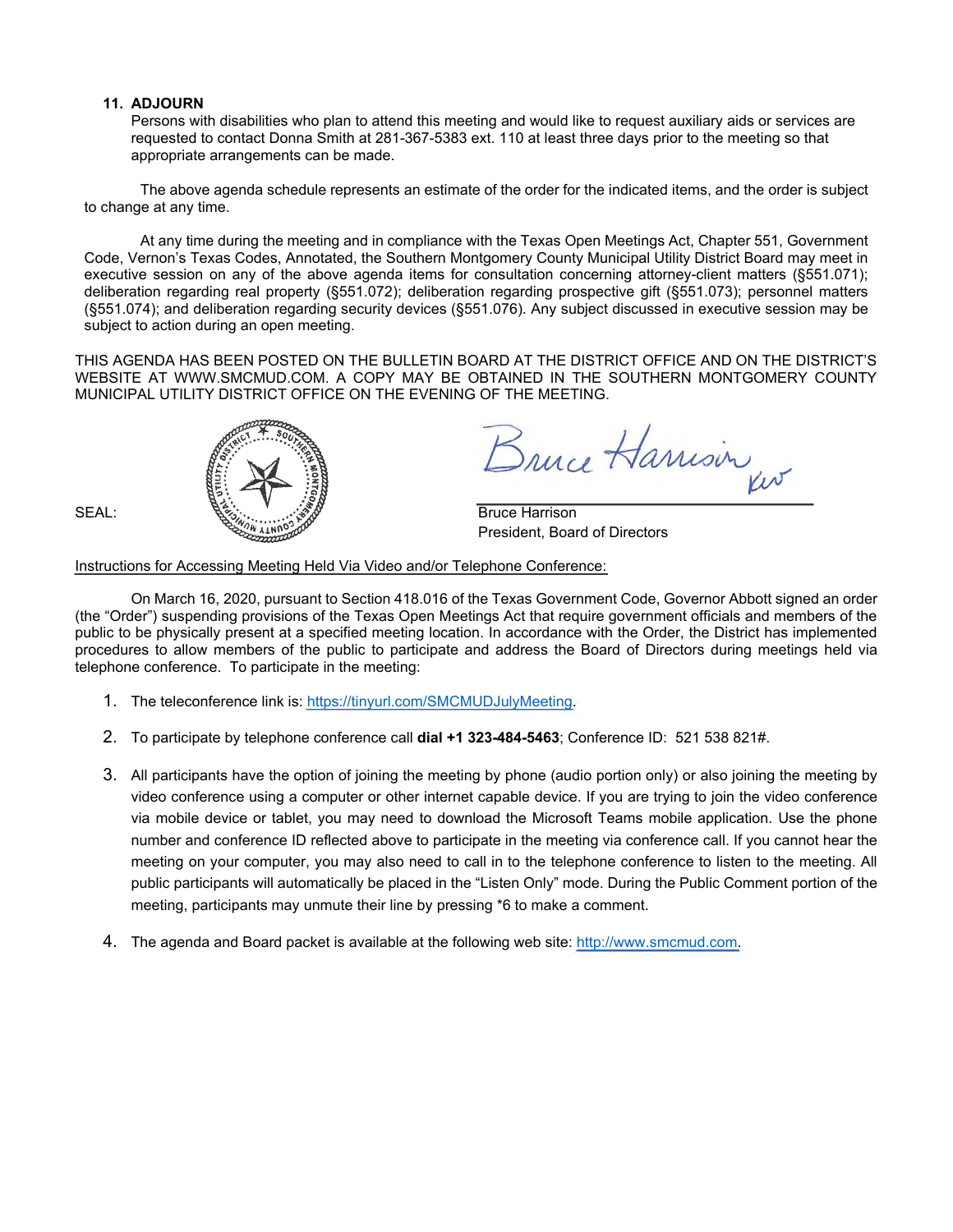**11. ADJOURN**

Persons with disabilities who plan to attend this meeting and would like to request auxiliary aids or services are requested to contact Donna Smith at 281-367-5383 ext. 110 at least three days prior to the meeting so that appropriate arrangements can be made.

The above agenda schedule represents an estimate of the order for the indicated items, and the order is subject to change at any time.

At any time during the meeting and in compliance with the Texas Open Meetings Act, Chapter 551, Government Code, Vernon's Texas Codes, Annotated, the Southern Montgomery County Municipal Utility District Board may meet in executive session on any of the above agenda items for consultation concerning attorney-client matters (§551.071); deliberation regarding real property (§551.072); deliberation regarding prospective gift (§551.073); personnel matters (§551.074); and deliberation regarding security devices (§551.076). Any subject discussed in executive session may be subject to action during an open meeting.

THIS AGENDA HAS BEEN POSTED ON THE BULLETIN BOARD AT THE DISTRICT OFFICE AND ON THE DISTRICT'S WEBSITE AT WWW.SMCMUD.COM. A COPY MAY BE OBTAINED IN THE SOUTHERN MONTGOMERY COUNTY MUNICIPAL UTILITY DISTRICT OFFICE ON THE EVENING OF THE MEETING.

SEAL:

Bruce Harrison
President, Board of Directors

Instructions for Accessing Meeting Held Via Video and/or Telephone Conference:

On March 16, 2020, pursuant to Section 418.016 of the Texas Government Code, Governor Abbott signed an order (the "Order") suspending provisions of the Texas Open Meetings Act that require government officials and members of the public to be physically present at a specified meeting location. In accordance with the Order, the District has implemented procedures to allow members of the public to participate and address the Board of Directors during meetings held via telephone conference. To participate in the meeting:

1. The teleconference link is: https://tinyurl.com/SMCMUDJulyMeeting.
2. To participate by telephone conference call **dial +1 323-484-5463**; Conference ID: 521 538 821#.
3. All participants have the option of joining the meeting by phone (audio portion only) or also joining the meeting by video conference using a computer or other internet capable device. If you are trying to join the video conference via mobile device or tablet, you may need to download the Microsoft Teams mobile application. Use the phone number and conference ID reflected above to participate in the meeting via conference call. If you cannot hear the meeting on your computer, you may also need to call in to the telephone conference to listen to the meeting. All public participants will automatically be placed in the "Listen Only" mode. During the Public Comment portion of the meeting, participants may unmute their line by pressing *6 to make a comment.
4. The agenda and Board packet is available at the following web site: http://www.smcmud.com.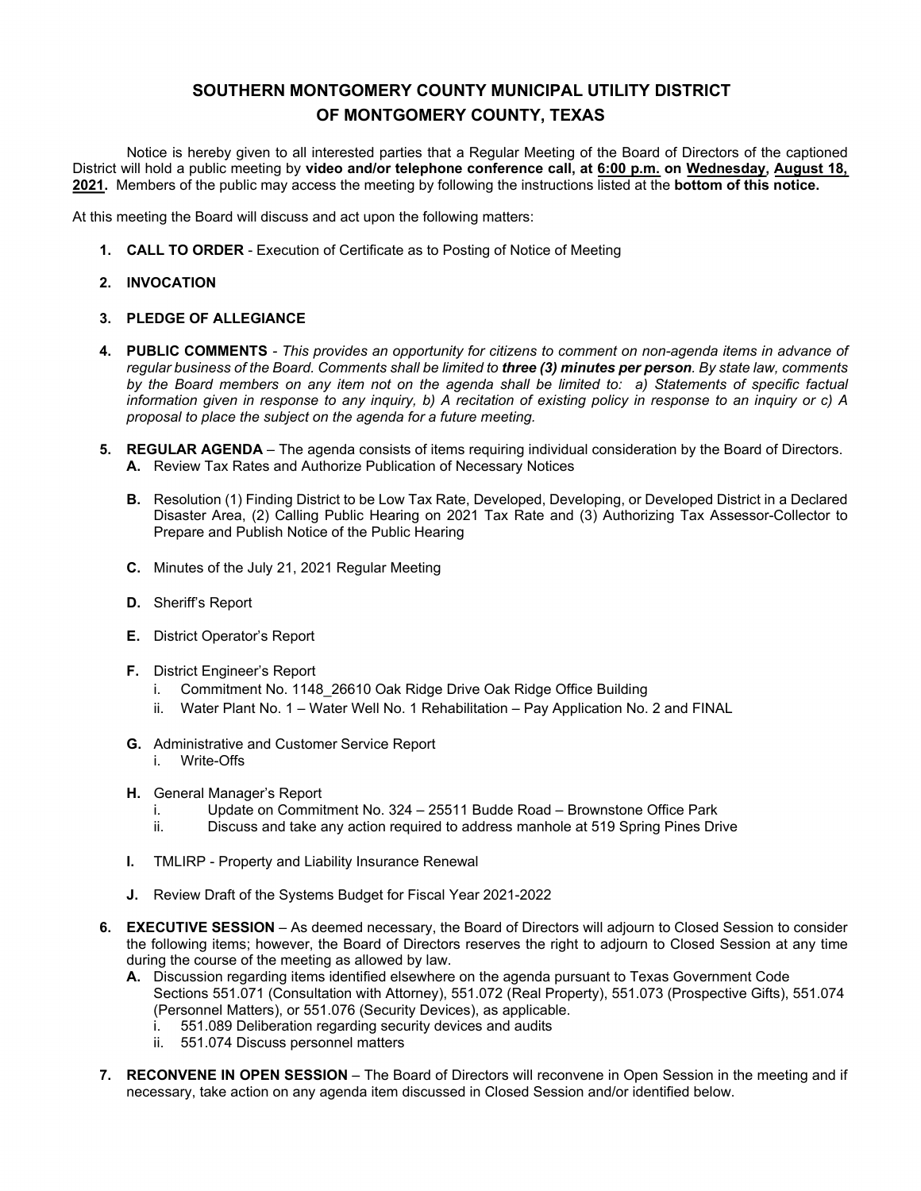# SOUTHERN MONTGOMERY COUNTY MUNICIPAL UTILITY DISTRICT OF MONTGOMERY COUNTY, TEXAS

Notice is hereby given to all interested parties that a Regular Meeting of the Board of Directors of the captioned District will hold a public meeting by **video and/or telephone conference call, at <u>6:00 p.m.</u> on <u>Wednesday</u>, <u>August 18, 2021</u>.** Members of the public may access the meeting by following the instructions listed at the **bottom of this notice.**

At this meeting the Board will discuss and act upon the following matters:

1. **CALL TO ORDER** - Execution of Certificate as to Posting of Notice of Meeting

2. **INVOCATION**

3. **PLEDGE OF ALLEGIANCE**

4. **PUBLIC COMMENTS** - *This provides an opportunity for citizens to comment on non-agenda items in advance of regular business of the Board. Comments shall be limited to **three (3) minutes per person**. By state law, comments by the Board members on any item not on the agenda shall be limited to: a) Statements of specific factual information given in response to any inquiry, b) A recitation of existing policy in response to an inquiry or c) A proposal to place the subject on the agenda for a future meeting.*

5. **REGULAR AGENDA** – The agenda consists of items requiring individual consideration by the Board of Directors.
   - **A.** Review Tax Rates and Authorize Publication of Necessary Notices
   - **B.** Resolution (1) Finding District to be Low Tax Rate, Developed, Developing, or Developed District in a Declared Disaster Area, (2) Calling Public Hearing on 2021 Tax Rate and (3) Authorizing Tax Assessor-Collector to Prepare and Publish Notice of the Public Hearing
   - **C.** Minutes of the July 21, 2021 Regular Meeting
   - **D.** Sheriff's Report
   - **E.** District Operator's Report
   - **F.** District Engineer's Report
     - i. Commitment No. 1148_26610 Oak Ridge Drive Oak Ridge Office Building
     - ii. Water Plant No. 1 – Water Well No. 1 Rehabilitation – Pay Application No. 2 and FINAL
   - **G.** Administrative and Customer Service Report
     - i. Write-Offs
   - **H.** General Manager's Report
     - i. Update on Commitment No. 324 – 25511 Budde Road – Brownstone Office Park
     - ii. Discuss and take any action required to address manhole at 519 Spring Pines Drive
   - **I.** TMLIRP - Property and Liability Insurance Renewal
   - **J.** Review Draft of the Systems Budget for Fiscal Year 2021-2022

6. **EXECUTIVE SESSION** – As deemed necessary, the Board of Directors will adjourn to Closed Session to consider the following items; however, the Board of Directors reserves the right to adjourn to Closed Session at any time during the course of the meeting as allowed by law.
   - **A.** Discussion regarding items identified elsewhere on the agenda pursuant to Texas Government Code Sections 551.071 (Consultation with Attorney), 551.072 (Real Property), 551.073 (Prospective Gifts), 551.074 (Personnel Matters), or 551.076 (Security Devices), as applicable.
     - i. 551.089 Deliberation regarding security devices and audits
     - ii. 551.074 Discuss personnel matters

7. **RECONVENE IN OPEN SESSION** – The Board of Directors will reconvene in Open Session in the meeting and if necessary, take action on any agenda item discussed in Closed Session and/or identified below.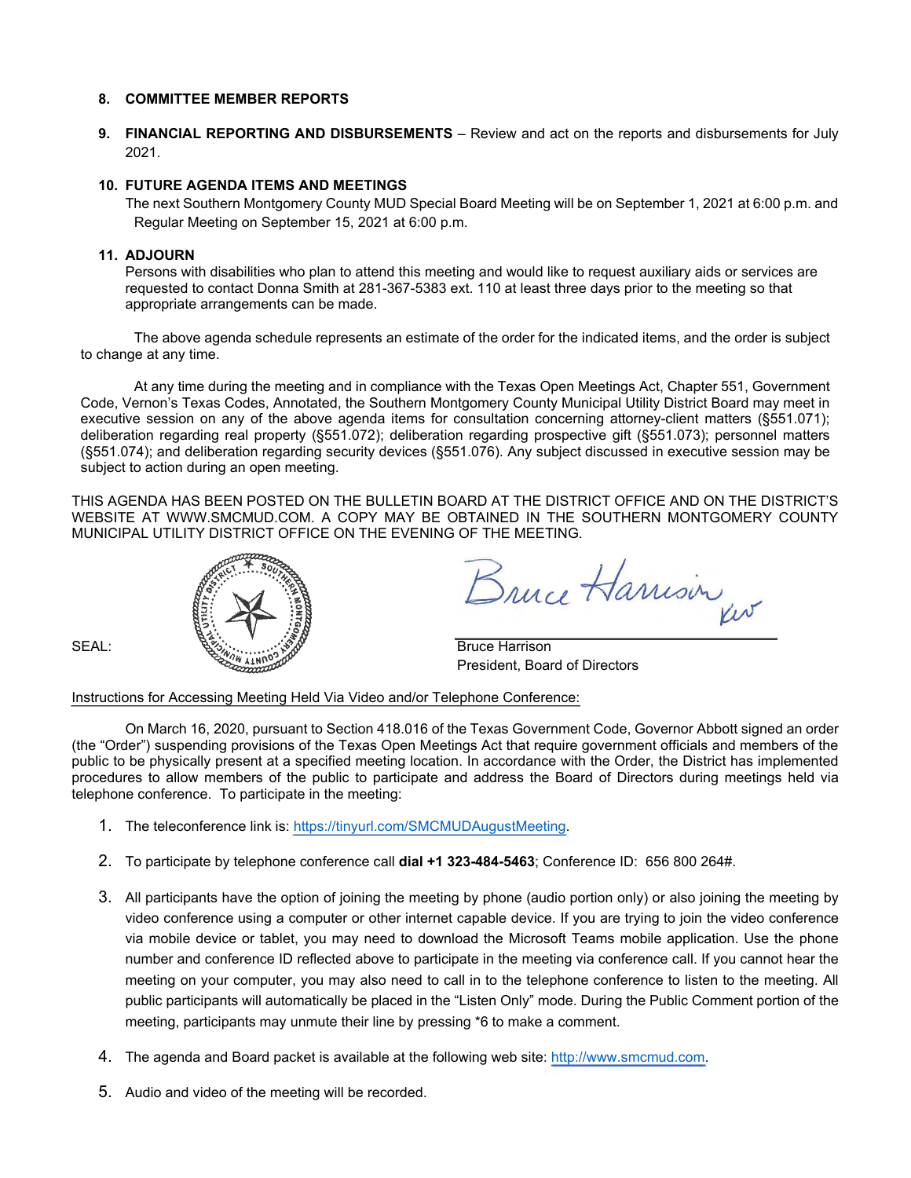8. **COMMITTEE MEMBER REPORTS**

9. **FINANCIAL REPORTING AND DISBURSEMENTS** – Review and act on the reports and disbursements for July 2021.

10. **FUTURE AGENDA ITEMS AND MEETINGS**
    The next Southern Montgomery County MUD Special Board Meeting will be on September 1, 2021 at 6:00 p.m. and Regular Meeting on September 15, 2021 at 6:00 p.m.

11. **ADJOURN**
    Persons with disabilities who plan to attend this meeting and would like to request auxiliary aids or services are requested to contact Donna Smith at 281-367-5383 ext. 110 at least three days prior to the meeting so that appropriate arrangements can be made.

The above agenda schedule represents an estimate of the order for the indicated items, and the order is subject to change at any time.

At any time during the meeting and in compliance with the Texas Open Meetings Act, Chapter 551, Government Code, Vernon's Texas Codes, Annotated, the Southern Montgomery County Municipal Utility District Board may meet in executive session on any of the above agenda items for consultation concerning attorney-client matters (§551.071); deliberation regarding real property (§551.072); deliberation regarding prospective gift (§551.073); personnel matters (§551.074); and deliberation regarding security devices (§551.076). Any subject discussed in executive session may be subject to action during an open meeting.

THIS AGENDA HAS BEEN POSTED ON THE BULLETIN BOARD AT THE DISTRICT OFFICE AND ON THE DISTRICT'S WEBSITE AT WWW.SMCMUD.COM. A COPY MAY BE OBTAINED IN THE SOUTHERN MONTGOMERY COUNTY MUNICIPAL UTILITY DISTRICT OFFICE ON THE EVENING OF THE MEETING.

SEAL:

Bruce Harrison
President, Board of Directors

Instructions for Accessing Meeting Held Via Video and/or Telephone Conference:

On March 16, 2020, pursuant to Section 418.016 of the Texas Government Code, Governor Abbott signed an order (the "Order") suspending provisions of the Texas Open Meetings Act that require government officials and members of the public to be physically present at a specified meeting location. In accordance with the Order, the District has implemented procedures to allow members of the public to participate and address the Board of Directors during meetings held via telephone conference. To participate in the meeting:

1. The teleconference link is: https://tinyurl.com/SMCMUDAugustMeeting.
2. To participate by telephone conference call **dial +1 323-484-5463**; Conference ID: 656 800 264#.
3. All participants have the option of joining the meeting by phone (audio portion only) or also joining the meeting by video conference using a computer or other internet capable device. If you are trying to join the video conference via mobile device or tablet, you may need to download the Microsoft Teams mobile application. Use the phone number and conference ID reflected above to participate in the meeting via conference call. If you cannot hear the meeting on your computer, you may also need to call in to the telephone conference to listen to the meeting. All public participants will automatically be placed in the "Listen Only" mode. During the Public Comment portion of the meeting, participants may unmute their line by pressing *6 to make a comment.
4. The agenda and Board packet is available at the following web site: http://www.smcmud.com.
5. Audio and video of the meeting will be recorded.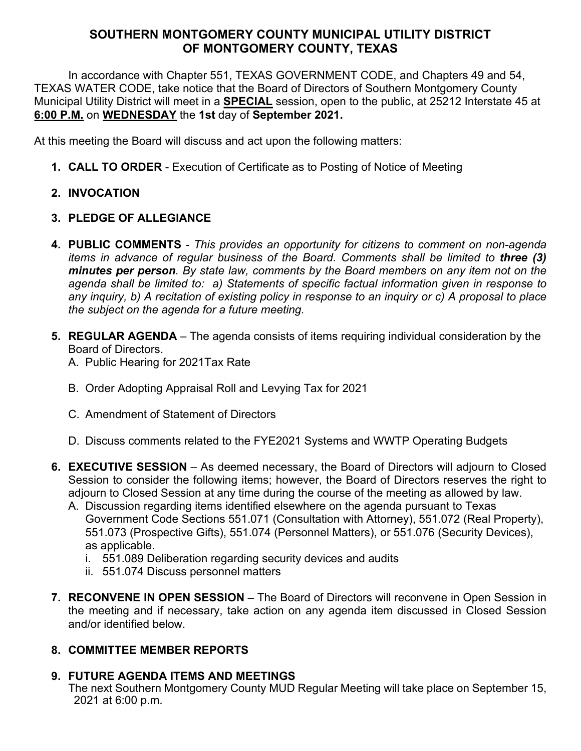# SOUTHERN MONTGOMERY COUNTY MUNICIPAL UTILITY DISTRICT OF MONTGOMERY COUNTY, TEXAS

In accordance with Chapter 551, TEXAS GOVERNMENT CODE, and Chapters 49 and 54, TEXAS WATER CODE, take notice that the Board of Directors of Southern Montgomery County Municipal Utility District will meet in a **SPECIAL** session, open to the public, at 25212 Interstate 45 at **6:00 P.M.** on **WEDNESDAY** the **1st** day of **September 2021.**

At this meeting the Board will discuss and act upon the following matters:

1. **CALL TO ORDER** - Execution of Certificate as to Posting of Notice of Meeting

2. **INVOCATION**

3. **PLEDGE OF ALLEGIANCE**

4. **PUBLIC COMMENTS** - *This provides an opportunity for citizens to comment on non-agenda items in advance of regular business of the Board. Comments shall be limited to **three (3) minutes per person**. By state law, comments by the Board members on any item not on the agenda shall be limited to: a) Statements of specific factual information given in response to any inquiry, b) A recitation of existing policy in response to an inquiry or c) A proposal to place the subject on the agenda for a future meeting.*

5. **REGULAR AGENDA** – The agenda consists of items requiring individual consideration by the Board of Directors.
   A. Public Hearing for 2021Tax Rate

   B. Order Adopting Appraisal Roll and Levying Tax for 2021

   C. Amendment of Statement of Directors

   D. Discuss comments related to the FYE2021 Systems and WWTP Operating Budgets

6. **EXECUTIVE SESSION** – As deemed necessary, the Board of Directors will adjourn to Closed Session to consider the following items; however, the Board of Directors reserves the right to adjourn to Closed Session at any time during the course of the meeting as allowed by law.
   A. Discussion regarding items identified elsewhere on the agenda pursuant to Texas Government Code Sections 551.071 (Consultation with Attorney), 551.072 (Real Property), 551.073 (Prospective Gifts), 551.074 (Personnel Matters), or 551.076 (Security Devices), as applicable.
      i. 551.089 Deliberation regarding security devices and audits
      ii. 551.074 Discuss personnel matters

7. **RECONVENE IN OPEN SESSION** – The Board of Directors will reconvene in Open Session in the meeting and if necessary, take action on any agenda item discussed in Closed Session and/or identified below.

8. **COMMITTEE MEMBER REPORTS**

9. **FUTURE AGENDA ITEMS AND MEETINGS**
   The next Southern Montgomery County MUD Regular Meeting will take place on September 15, 2021 at 6:00 p.m.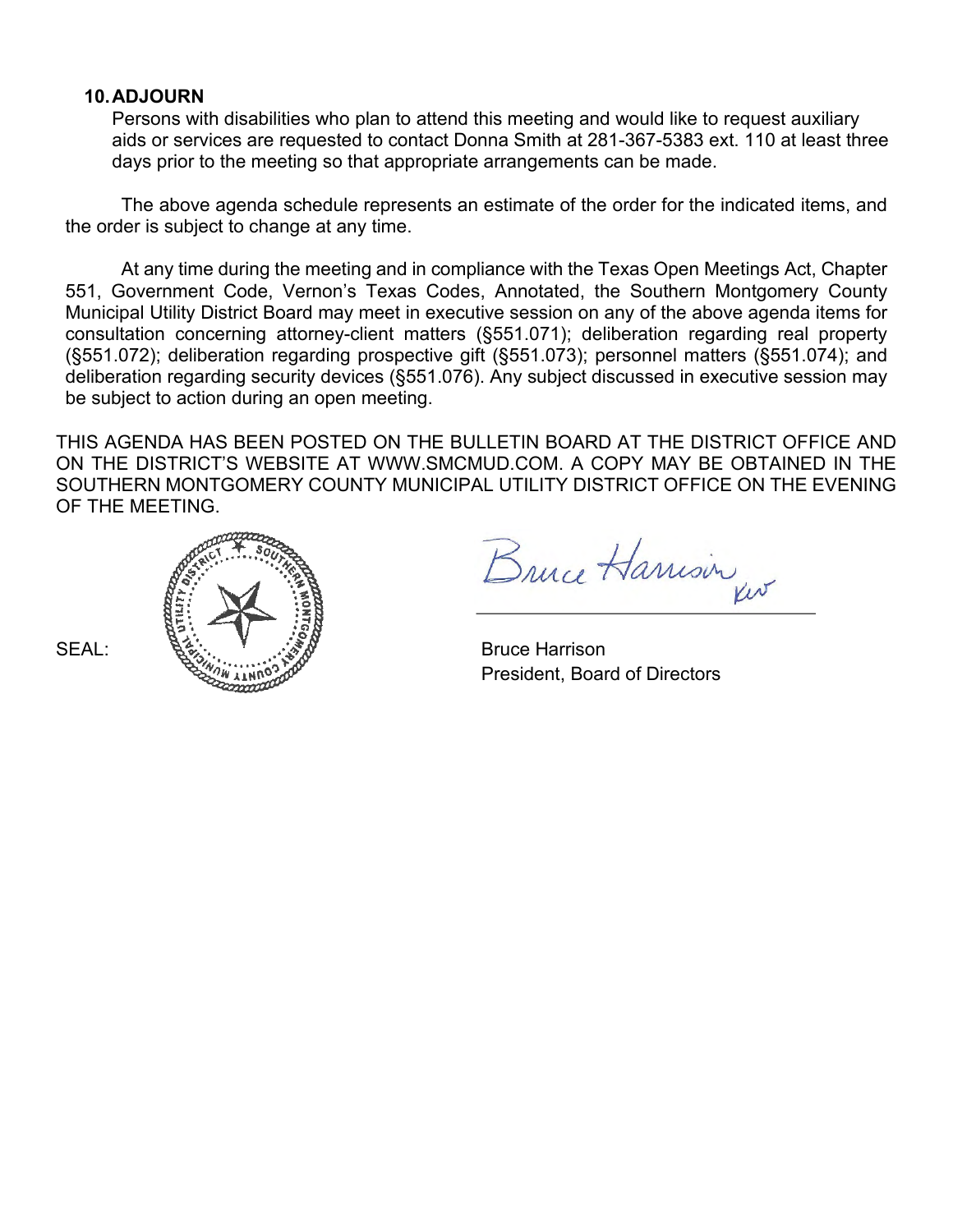**10. ADJOURN**

Persons with disabilities who plan to attend this meeting and would like to request auxiliary aids or services are requested to contact Donna Smith at 281-367-5383 ext. 110 at least three days prior to the meeting so that appropriate arrangements can be made.

The above agenda schedule represents an estimate of the order for the indicated items, and the order is subject to change at any time.

At any time during the meeting and in compliance with the Texas Open Meetings Act, Chapter 551, Government Code, Vernon's Texas Codes, Annotated, the Southern Montgomery County Municipal Utility District Board may meet in executive session on any of the above agenda items for consultation concerning attorney-client matters (§551.071); deliberation regarding real property (§551.072); deliberation regarding prospective gift (§551.073); personnel matters (§551.074); and deliberation regarding security devices (§551.076). Any subject discussed in executive session may be subject to action during an open meeting.

THIS AGENDA HAS BEEN POSTED ON THE BULLETIN BOARD AT THE DISTRICT OFFICE AND ON THE DISTRICT'S WEBSITE AT WWW.SMCMUD.COM. A COPY MAY BE OBTAINED IN THE SOUTHERN MONTGOMERY COUNTY MUNICIPAL UTILITY DISTRICT OFFICE ON THE EVENING OF THE MEETING.

SEAL:

Bruce Harrison
President, Board of Directors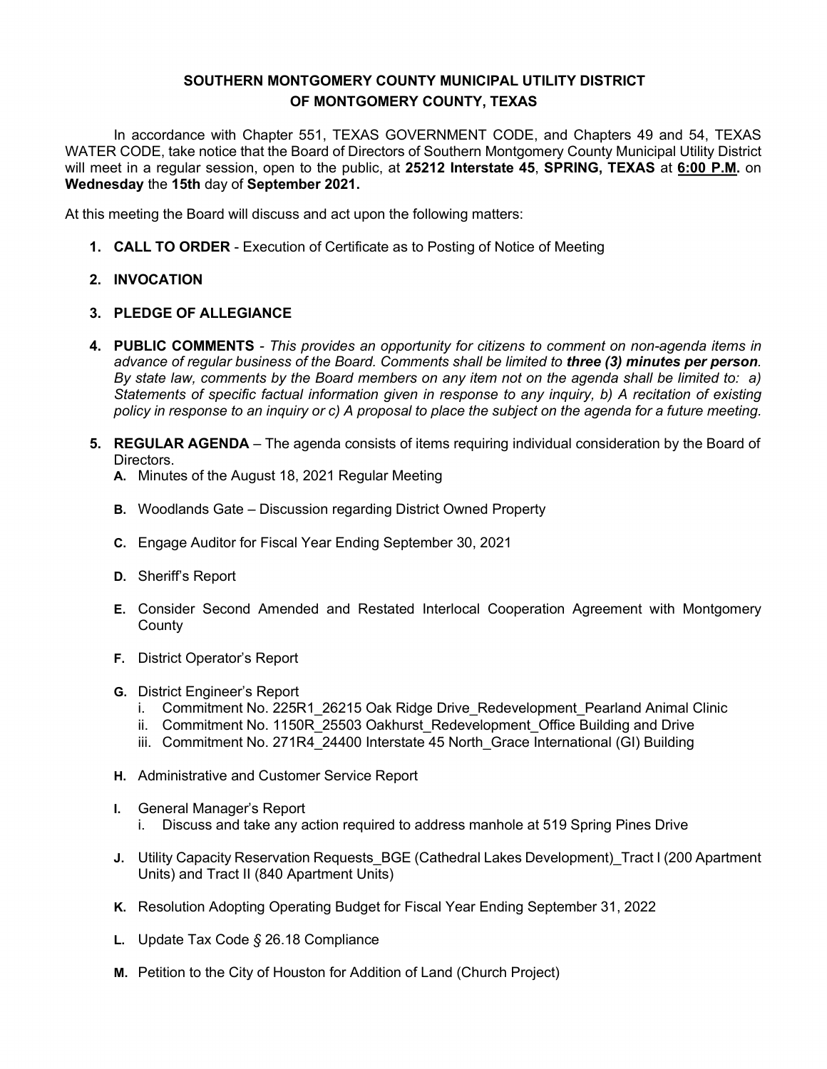**SOUTHERN MONTGOMERY COUNTY MUNICIPAL UTILITY DISTRICT OF MONTGOMERY COUNTY, TEXAS**

In accordance with Chapter 551, TEXAS GOVERNMENT CODE, and Chapters 49 and 54, TEXAS WATER CODE, take notice that the Board of Directors of Southern Montgomery County Municipal Utility District will meet in a regular session, open to the public, at **25212 Interstate 45**, **SPRING, TEXAS** at **6:00 P.M.** on **Wednesday** the **15th** day of **September 2021.**

At this meeting the Board will discuss and act upon the following matters:

1. **CALL TO ORDER** - Execution of Certificate as to Posting of Notice of Meeting

2. **INVOCATION**

3. **PLEDGE OF ALLEGIANCE**

4. **PUBLIC COMMENTS** - *This provides an opportunity for citizens to comment on non-agenda items in advance of regular business of the Board. Comments shall be limited to **three (3) minutes per person**. By state law, comments by the Board members on any item not on the agenda shall be limited to: a) Statements of specific factual information given in response to any inquiry, b) A recitation of existing policy in response to an inquiry or c) A proposal to place the subject on the agenda for a future meeting.*

5. **REGULAR AGENDA** – The agenda consists of items requiring individual consideration by the Board of Directors.
   - **A.** Minutes of the August 18, 2021 Regular Meeting
   - **B.** Woodlands Gate – Discussion regarding District Owned Property
   - **C.** Engage Auditor for Fiscal Year Ending September 30, 2021
   - **D.** Sheriff's Report
   - **E.** Consider Second Amended and Restated Interlocal Cooperation Agreement with Montgomery County
   - **F.** District Operator's Report
   - **G.** District Engineer's Report
     - i. Commitment No. 225R1_26215 Oak Ridge Drive_Redevelopment_Pearland Animal Clinic
     - ii. Commitment No. 1150R_25503 Oakhurst_Redevelopment_Office Building and Drive
     - iii. Commitment No. 271R4_24400 Interstate 45 North_Grace International (GI) Building
   - **H.** Administrative and Customer Service Report
   - **I.** General Manager's Report
     - i. Discuss and take any action required to address manhole at 519 Spring Pines Drive
   - **J.** Utility Capacity Reservation Requests_BGE (Cathedral Lakes Development)_Tract I (200 Apartment Units) and Tract II (840 Apartment Units)
   - **K.** Resolution Adopting Operating Budget for Fiscal Year Ending September 31, 2022
   - **L.** Update Tax Code *§* 26.18 Compliance
   - **M.** Petition to the City of Houston for Addition of Land (Church Project)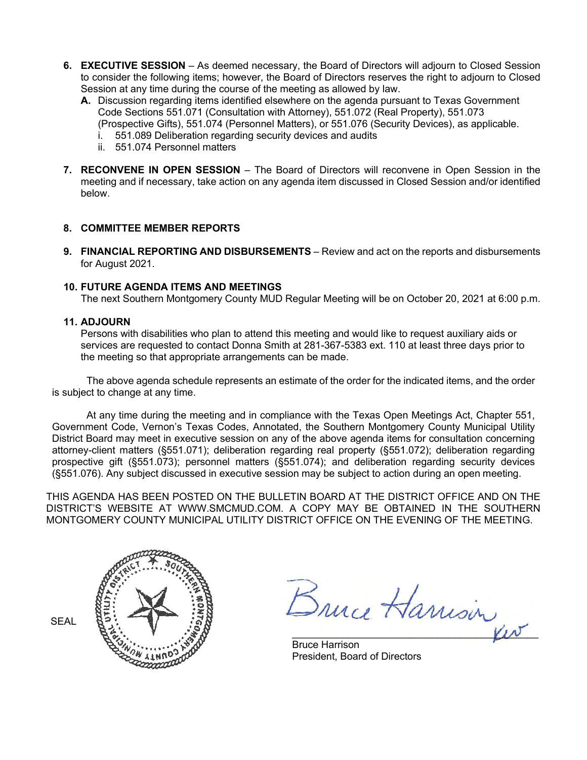6. **EXECUTIVE SESSION** – As deemed necessary, the Board of Directors will adjourn to Closed Session to consider the following items; however, the Board of Directors reserves the right to adjourn to Closed Session at any time during the course of the meeting as allowed by law.
   - **A.** Discussion regarding items identified elsewhere on the agenda pursuant to Texas Government Code Sections 551.071 (Consultation with Attorney), 551.072 (Real Property), 551.073 (Prospective Gifts), 551.074 (Personnel Matters), or 551.076 (Security Devices), as applicable.
     - i. 551.089 Deliberation regarding security devices and audits
     - ii. 551.074 Personnel matters

7. **RECONVENE IN OPEN SESSION** – The Board of Directors will reconvene in Open Session in the meeting and if necessary, take action on any agenda item discussed in Closed Session and/or identified below.

8. **COMMITTEE MEMBER REPORTS**

9. **FINANCIAL REPORTING AND DISBURSEMENTS** – Review and act on the reports and disbursements for August 2021.

10. **FUTURE AGENDA ITEMS AND MEETINGS**
    The next Southern Montgomery County MUD Regular Meeting will be on October 20, 2021 at 6:00 p.m.

11. **ADJOURN**
    Persons with disabilities who plan to attend this meeting and would like to request auxiliary aids or services are requested to contact Donna Smith at 281-367-5383 ext. 110 at least three days prior to the meeting so that appropriate arrangements can be made.

The above agenda schedule represents an estimate of the order for the indicated items, and the order is subject to change at any time.

At any time during the meeting and in compliance with the Texas Open Meetings Act, Chapter 551, Government Code, Vernon's Texas Codes, Annotated, the Southern Montgomery County Municipal Utility District Board may meet in executive session on any of the above agenda items for consultation concerning attorney-client matters (§551.071); deliberation regarding real property (§551.072); deliberation regarding prospective gift (§551.073); personnel matters (§551.074); and deliberation regarding security devices (§551.076). Any subject discussed in executive session may be subject to action during an open meeting.

THIS AGENDA HAS BEEN POSTED ON THE BULLETIN BOARD AT THE DISTRICT OFFICE AND ON THE DISTRICT'S WEBSITE AT WWW.SMCMUD.COM. A COPY MAY BE OBTAINED IN THE SOUTHERN MONTGOMERY COUNTY MUNICIPAL UTILITY DISTRICT OFFICE ON THE EVENING OF THE MEETING.

SEAL

Bruce Harrison
President, Board of Directors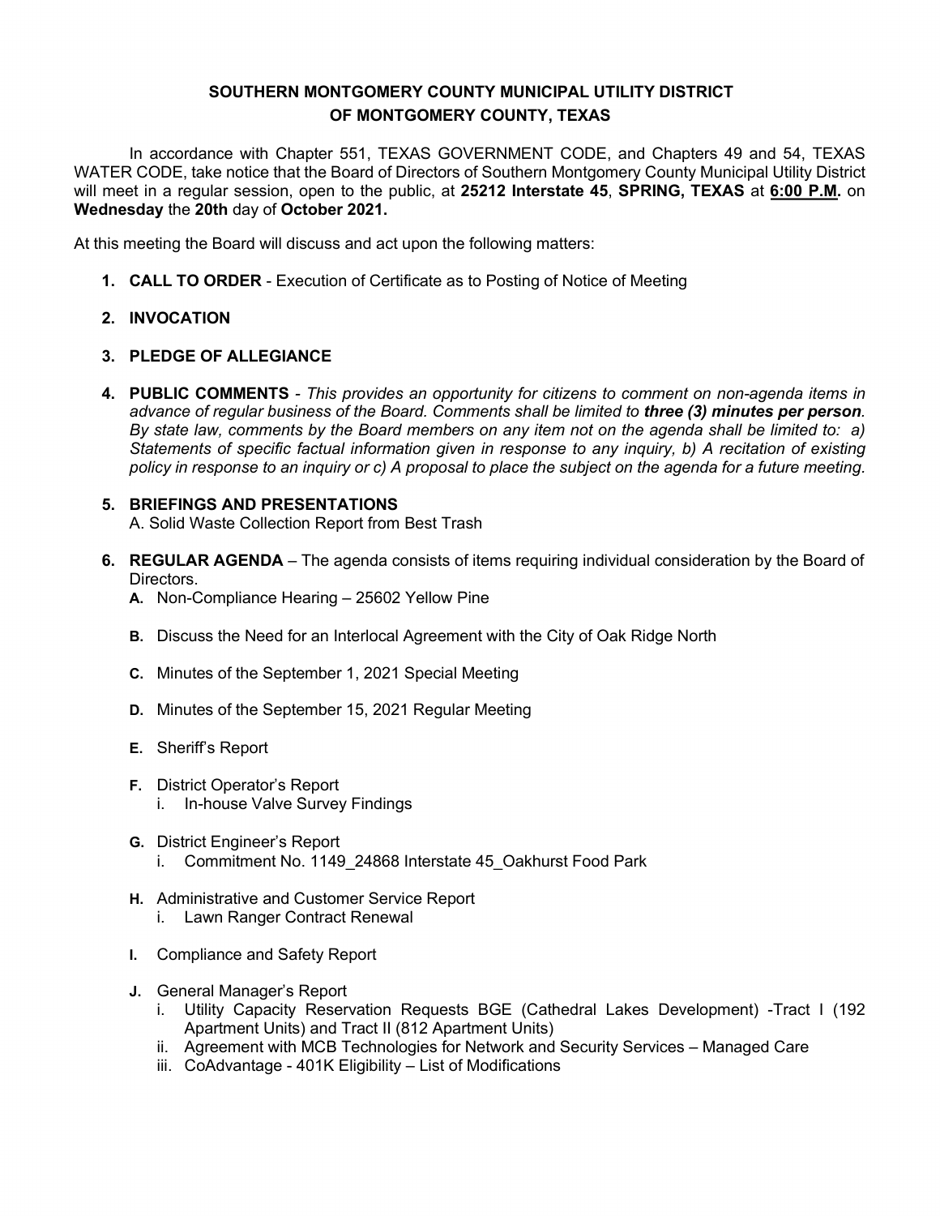# SOUTHERN MONTGOMERY COUNTY MUNICIPAL UTILITY DISTRICT
# OF MONTGOMERY COUNTY, TEXAS

In accordance with Chapter 551, TEXAS GOVERNMENT CODE, and Chapters 49 and 54, TEXAS WATER CODE, take notice that the Board of Directors of Southern Montgomery County Municipal Utility District will meet in a regular session, open to the public, at **25212 Interstate 45**, **SPRING, TEXAS** at **6:00 P.M.** on **Wednesday** the **20th** day of **October 2021.**

At this meeting the Board will discuss and act upon the following matters:

1. **CALL TO ORDER** - Execution of Certificate as to Posting of Notice of Meeting

2. **INVOCATION**

3. **PLEDGE OF ALLEGIANCE**

4. **PUBLIC COMMENTS** - *This provides an opportunity for citizens to comment on non-agenda items in advance of regular business of the Board. Comments shall be limited to* ***three (3) minutes per person****. By state law, comments by the Board members on any item not on the agenda shall be limited to: a) Statements of specific factual information given in response to any inquiry, b) A recitation of existing policy in response to an inquiry or c) A proposal to place the subject on the agenda for a future meeting.*

5. **BRIEFINGS AND PRESENTATIONS**
   A. Solid Waste Collection Report from Best Trash

6. **REGULAR AGENDA** – The agenda consists of items requiring individual consideration by the Board of Directors.
   - **A.** Non-Compliance Hearing – 25602 Yellow Pine
   - **B.** Discuss the Need for an Interlocal Agreement with the City of Oak Ridge North
   - **C.** Minutes of the September 1, 2021 Special Meeting
   - **D.** Minutes of the September 15, 2021 Regular Meeting
   - **E.** Sheriff's Report
   - **F.** District Operator's Report
     - i. In-house Valve Survey Findings
   - **G.** District Engineer's Report
     - i. Commitment No. 1149_24868 Interstate 45_Oakhurst Food Park
   - **H.** Administrative and Customer Service Report
     - i. Lawn Ranger Contract Renewal
   - **I.** Compliance and Safety Report
   - **J.** General Manager's Report
     - i. Utility Capacity Reservation Requests BGE (Cathedral Lakes Development) -Tract I (192 Apartment Units) and Tract II (812 Apartment Units)
     - ii. Agreement with MCB Technologies for Network and Security Services – Managed Care
     - iii. CoAdvantage - 401K Eligibility – List of Modifications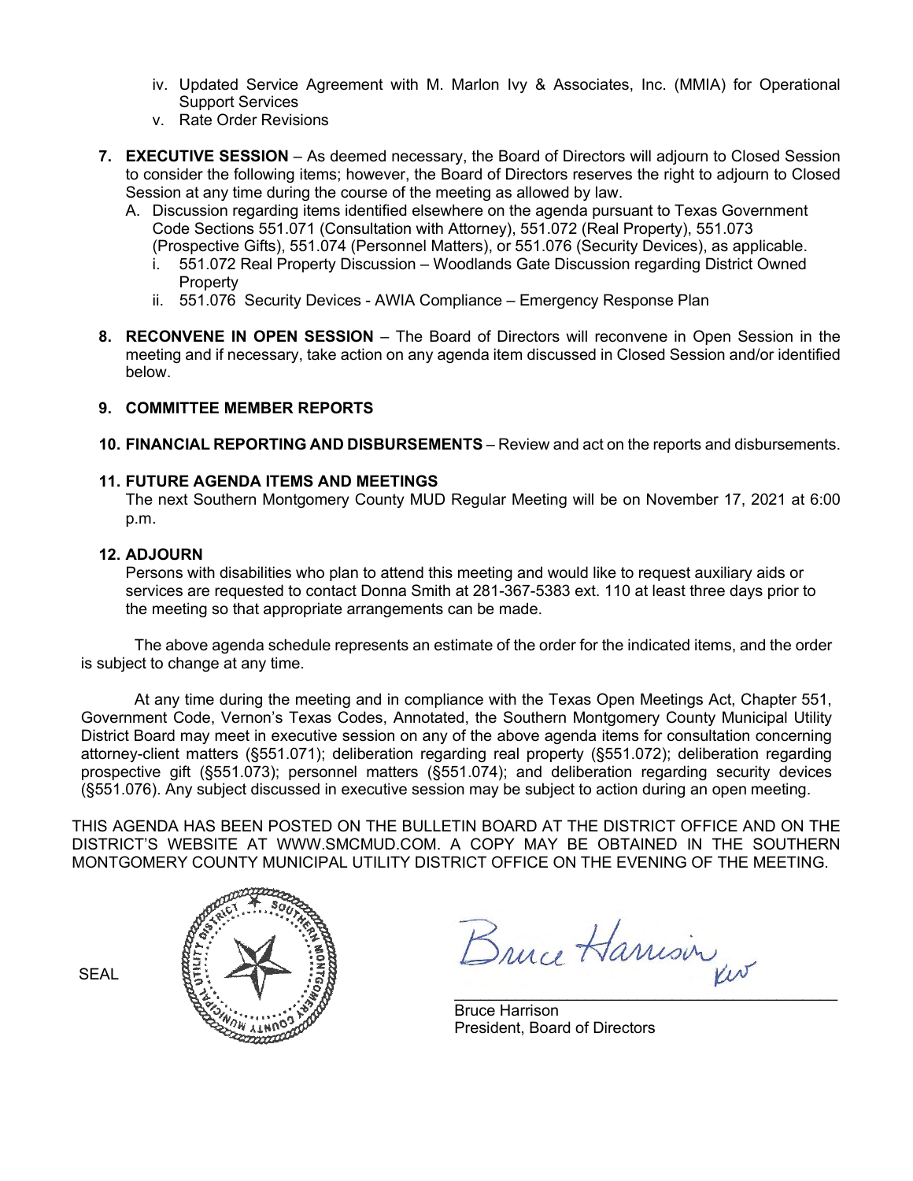iv. Updated Service Agreement with M. Marlon Ivy & Associates, Inc. (MMIA) for Operational Support Services
v. Rate Order Revisions

**7. EXECUTIVE SESSION** – As deemed necessary, the Board of Directors will adjourn to Closed Session to consider the following items; however, the Board of Directors reserves the right to adjourn to Closed Session at any time during the course of the meeting as allowed by law.

A. Discussion regarding items identified elsewhere on the agenda pursuant to Texas Government Code Sections 551.071 (Consultation with Attorney), 551.072 (Real Property), 551.073 (Prospective Gifts), 551.074 (Personnel Matters), or 551.076 (Security Devices), as applicable.
   i. 551.072 Real Property Discussion – Woodlands Gate Discussion regarding District Owned Property
   ii. 551.076 Security Devices - AWIA Compliance – Emergency Response Plan

**8. RECONVENE IN OPEN SESSION** – The Board of Directors will reconvene in Open Session in the meeting and if necessary, take action on any agenda item discussed in Closed Session and/or identified below.

**9. COMMITTEE MEMBER REPORTS**

**10. FINANCIAL REPORTING AND DISBURSEMENTS** – Review and act on the reports and disbursements.

**11. FUTURE AGENDA ITEMS AND MEETINGS**

The next Southern Montgomery County MUD Regular Meeting will be on November 17, 2021 at 6:00 p.m.

**12. ADJOURN**

Persons with disabilities who plan to attend this meeting and would like to request auxiliary aids or services are requested to contact Donna Smith at 281-367-5383 ext. 110 at least three days prior to the meeting so that appropriate arrangements can be made.

The above agenda schedule represents an estimate of the order for the indicated items, and the order is subject to change at any time.

At any time during the meeting and in compliance with the Texas Open Meetings Act, Chapter 551, Government Code, Vernon's Texas Codes, Annotated, the Southern Montgomery County Municipal Utility District Board may meet in executive session on any of the above agenda items for consultation concerning attorney-client matters (§551.071); deliberation regarding real property (§551.072); deliberation regarding prospective gift (§551.073); personnel matters (§551.074); and deliberation regarding security devices (§551.076). Any subject discussed in executive session may be subject to action during an open meeting.

THIS AGENDA HAS BEEN POSTED ON THE BULLETIN BOARD AT THE DISTRICT OFFICE AND ON THE DISTRICT'S WEBSITE AT WWW.SMCMUD.COM. A COPY MAY BE OBTAINED IN THE SOUTHERN MONTGOMERY COUNTY MUNICIPAL UTILITY DISTRICT OFFICE ON THE EVENING OF THE MEETING.

SEAL

Bruce Harrison KW

Bruce Harrison
President, Board of Directors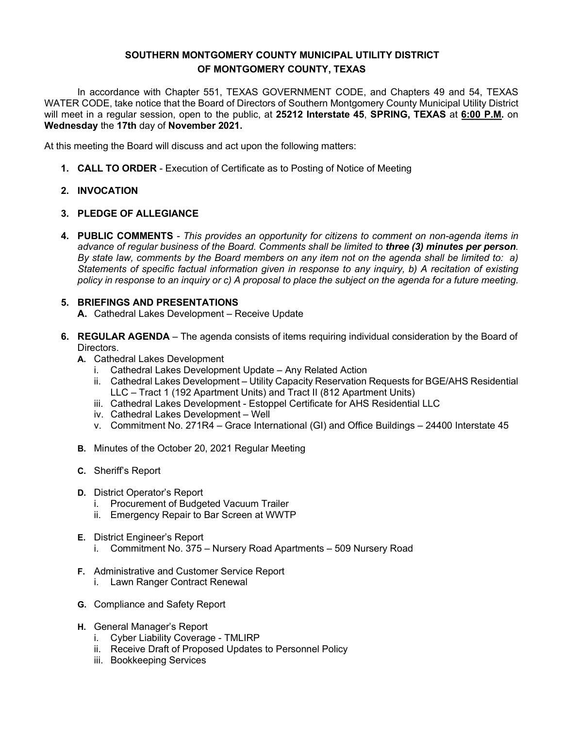**SOUTHERN MONTGOMERY COUNTY MUNICIPAL UTILITY DISTRICT**
**OF MONTGOMERY COUNTY, TEXAS**

In accordance with Chapter 551, TEXAS GOVERNMENT CODE, and Chapters 49 and 54, TEXAS WATER CODE, take notice that the Board of Directors of Southern Montgomery County Municipal Utility District will meet in a regular session, open to the public, at **25212 Interstate 45**, **SPRING, TEXAS** at **6:00 P.M.** on **Wednesday** the **17th** day of **November 2021.**

At this meeting the Board will discuss and act upon the following matters:

1. **CALL TO ORDER** - Execution of Certificate as to Posting of Notice of Meeting

2. **INVOCATION**

3. **PLEDGE OF ALLEGIANCE**

4. **PUBLIC COMMENTS** - *This provides an opportunity for citizens to comment on non-agenda items in advance of regular business of the Board. Comments shall be limited to* ***three (3) minutes per person****. By state law, comments by the Board members on any item not on the agenda shall be limited to: a) Statements of specific factual information given in response to any inquiry, b) A recitation of existing policy in response to an inquiry or c) A proposal to place the subject on the agenda for a future meeting.*

5. **BRIEFINGS AND PRESENTATIONS**
   - **A.** Cathedral Lakes Development – Receive Update

6. **REGULAR AGENDA** – The agenda consists of items requiring individual consideration by the Board of Directors.
   - **A.** Cathedral Lakes Development
     - i. Cathedral Lakes Development Update – Any Related Action
     - ii. Cathedral Lakes Development – Utility Capacity Reservation Requests for BGE/AHS Residential LLC – Tract 1 (192 Apartment Units) and Tract II (812 Apartment Units)
     - iii. Cathedral Lakes Development - Estoppel Certificate for AHS Residential LLC
     - iv. Cathedral Lakes Development – Well
     - v. Commitment No. 271R4 – Grace International (GI) and Office Buildings – 24400 Interstate 45
   - **B.** Minutes of the October 20, 2021 Regular Meeting
   - **C.** Sheriff's Report
   - **D.** District Operator's Report
     - i. Procurement of Budgeted Vacuum Trailer
     - ii. Emergency Repair to Bar Screen at WWTP
   - **E.** District Engineer's Report
     - i. Commitment No. 375 – Nursery Road Apartments – 509 Nursery Road
   - **F.** Administrative and Customer Service Report
     - i. Lawn Ranger Contract Renewal
   - **G.** Compliance and Safety Report
   - **H.** General Manager's Report
     - i. Cyber Liability Coverage - TMLIRP
     - ii. Receive Draft of Proposed Updates to Personnel Policy
     - iii. Bookkeeping Services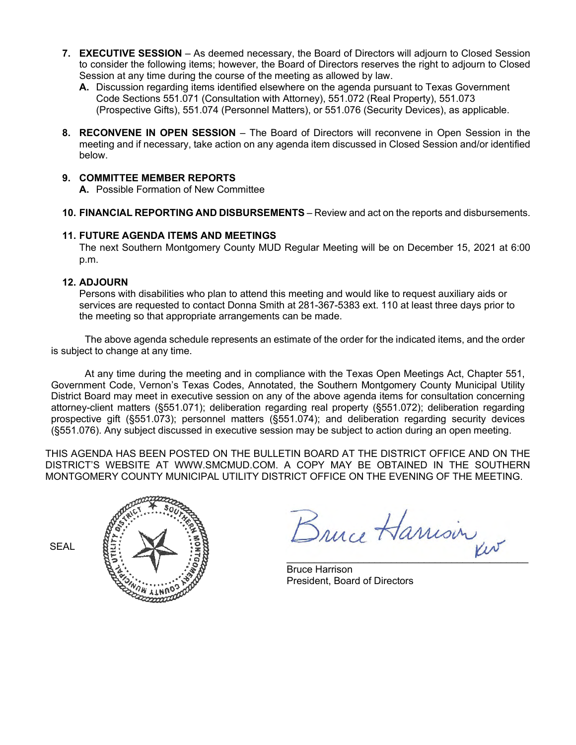7. **EXECUTIVE SESSION** – As deemed necessary, the Board of Directors will adjourn to Closed Session to consider the following items; however, the Board of Directors reserves the right to adjourn to Closed Session at any time during the course of the meeting as allowed by law.
   - **A.** Discussion regarding items identified elsewhere on the agenda pursuant to Texas Government Code Sections 551.071 (Consultation with Attorney), 551.072 (Real Property), 551.073 (Prospective Gifts), 551.074 (Personnel Matters), or 551.076 (Security Devices), as applicable.

8. **RECONVENE IN OPEN SESSION** – The Board of Directors will reconvene in Open Session in the meeting and if necessary, take action on any agenda item discussed in Closed Session and/or identified below.

9. **COMMITTEE MEMBER REPORTS**
   - **A.** Possible Formation of New Committee

10. **FINANCIAL REPORTING AND DISBURSEMENTS** – Review and act on the reports and disbursements.

11. **FUTURE AGENDA ITEMS AND MEETINGS**
    The next Southern Montgomery County MUD Regular Meeting will be on December 15, 2021 at 6:00 p.m.

12. **ADJOURN**
    Persons with disabilities who plan to attend this meeting and would like to request auxiliary aids or services are requested to contact Donna Smith at 281-367-5383 ext. 110 at least three days prior to the meeting so that appropriate arrangements can be made.

The above agenda schedule represents an estimate of the order for the indicated items, and the order is subject to change at any time.

At any time during the meeting and in compliance with the Texas Open Meetings Act, Chapter 551, Government Code, Vernon's Texas Codes, Annotated, the Southern Montgomery County Municipal Utility District Board may meet in executive session on any of the above agenda items for consultation concerning attorney-client matters (§551.071); deliberation regarding real property (§551.072); deliberation regarding prospective gift (§551.073); personnel matters (§551.074); and deliberation regarding security devices (§551.076). Any subject discussed in executive session may be subject to action during an open meeting.

THIS AGENDA HAS BEEN POSTED ON THE BULLETIN BOARD AT THE DISTRICT OFFICE AND ON THE DISTRICT'S WEBSITE AT WWW.SMCMUD.COM. A COPY MAY BE OBTAINED IN THE SOUTHERN MONTGOMERY COUNTY MUNICIPAL UTILITY DISTRICT OFFICE ON THE EVENING OF THE MEETING.

SEAL

Bruce Harrison
President, Board of Directors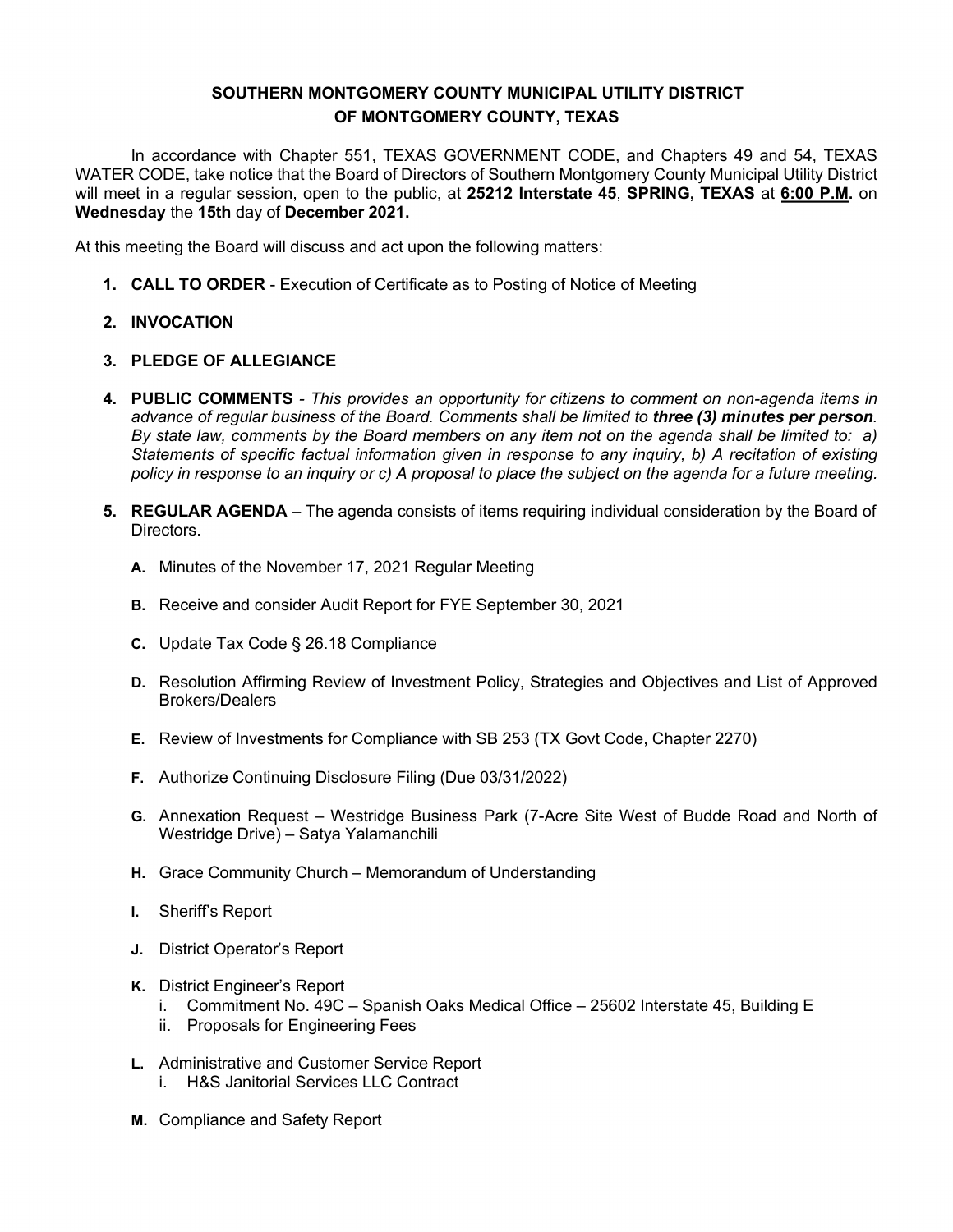**SOUTHERN MONTGOMERY COUNTY MUNICIPAL UTILITY DISTRICT**
**OF MONTGOMERY COUNTY, TEXAS**

In accordance with Chapter 551, TEXAS GOVERNMENT CODE, and Chapters 49 and 54, TEXAS WATER CODE, take notice that the Board of Directors of Southern Montgomery County Municipal Utility District will meet in a regular session, open to the public, at **25212 Interstate 45**, **SPRING, TEXAS** at **6:00 P.M.** on **Wednesday** the **15th** day of **December 2021.**

At this meeting the Board will discuss and act upon the following matters:

1. **CALL TO ORDER** - Execution of Certificate as to Posting of Notice of Meeting

2. **INVOCATION**

3. **PLEDGE OF ALLEGIANCE**

4. **PUBLIC COMMENTS** - *This provides an opportunity for citizens to comment on non-agenda items in advance of regular business of the Board. Comments shall be limited to **three (3) minutes per person**. By state law, comments by the Board members on any item not on the agenda shall be limited to: a) Statements of specific factual information given in response to any inquiry, b) A recitation of existing policy in response to an inquiry or c) A proposal to place the subject on the agenda for a future meeting.*

5. **REGULAR AGENDA** – The agenda consists of items requiring individual consideration by the Board of Directors.

   **A.** Minutes of the November 17, 2021 Regular Meeting

   **B.** Receive and consider Audit Report for FYE September 30, 2021

   **C.** Update Tax Code § 26.18 Compliance

   **D.** Resolution Affirming Review of Investment Policy, Strategies and Objectives and List of Approved Brokers/Dealers

   **E.** Review of Investments for Compliance with SB 253 (TX Govt Code, Chapter 2270)

   **F.** Authorize Continuing Disclosure Filing (Due 03/31/2022)

   **G.** Annexation Request – Westridge Business Park (7-Acre Site West of Budde Road and North of Westridge Drive) – Satya Yalamanchili

   **H.** Grace Community Church – Memorandum of Understanding

   **I.** Sheriff's Report

   **J.** District Operator's Report

   **K.** District Engineer's Report
      i. Commitment No. 49C – Spanish Oaks Medical Office – 25602 Interstate 45, Building E
      ii. Proposals for Engineering Fees

   **L.** Administrative and Customer Service Report
      i. H&S Janitorial Services LLC Contract

   **M.** Compliance and Safety Report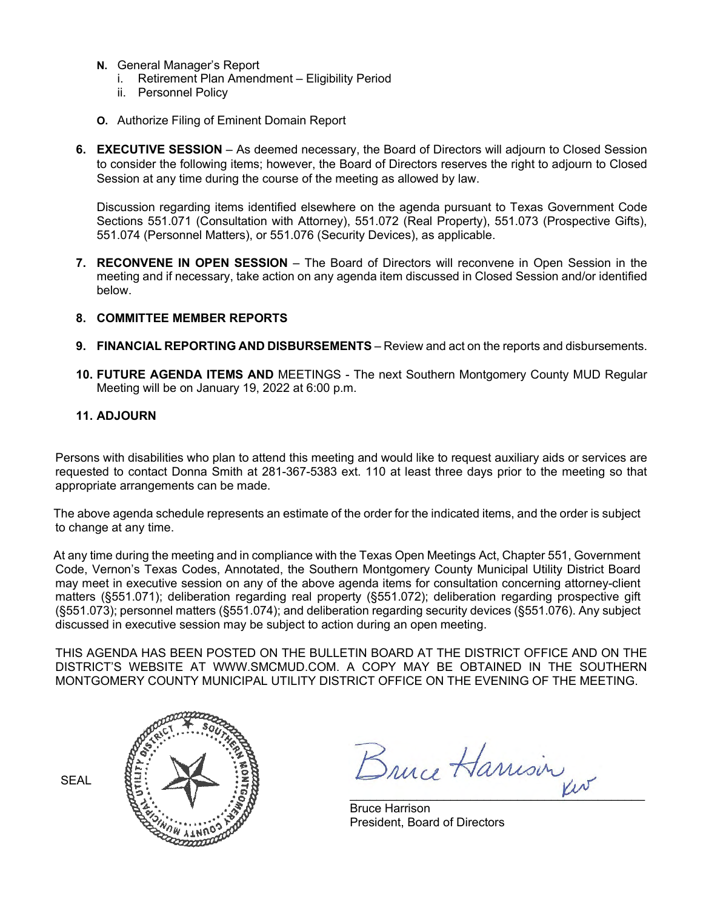- **N.** General Manager's Report
    - i. Retirement Plan Amendment – Eligibility Period
    - ii. Personnel Policy

- **O.** Authorize Filing of Eminent Domain Report

**6. EXECUTIVE SESSION** – As deemed necessary, the Board of Directors will adjourn to Closed Session to consider the following items; however, the Board of Directors reserves the right to adjourn to Closed Session at any time during the course of the meeting as allowed by law.

Discussion regarding items identified elsewhere on the agenda pursuant to Texas Government Code Sections 551.071 (Consultation with Attorney), 551.072 (Real Property), 551.073 (Prospective Gifts), 551.074 (Personnel Matters), or 551.076 (Security Devices), as applicable.

**7. RECONVENE IN OPEN SESSION** – The Board of Directors will reconvene in Open Session in the meeting and if necessary, take action on any agenda item discussed in Closed Session and/or identified below.

**8. COMMITTEE MEMBER REPORTS**

**9. FINANCIAL REPORTING AND DISBURSEMENTS** – Review and act on the reports and disbursements.

**10. FUTURE AGENDA ITEMS AND** MEETINGS - The next Southern Montgomery County MUD Regular Meeting will be on January 19, 2022 at 6:00 p.m.

**11. ADJOURN**

Persons with disabilities who plan to attend this meeting and would like to request auxiliary aids or services are requested to contact Donna Smith at 281-367-5383 ext. 110 at least three days prior to the meeting so that appropriate arrangements can be made.

The above agenda schedule represents an estimate of the order for the indicated items, and the order is subject to change at any time.

At any time during the meeting and in compliance with the Texas Open Meetings Act, Chapter 551, Government Code, Vernon's Texas Codes, Annotated, the Southern Montgomery County Municipal Utility District Board may meet in executive session on any of the above agenda items for consultation concerning attorney-client matters (§551.071); deliberation regarding real property (§551.072); deliberation regarding prospective gift (§551.073); personnel matters (§551.074); and deliberation regarding security devices (§551.076). Any subject discussed in executive session may be subject to action during an open meeting.

THIS AGENDA HAS BEEN POSTED ON THE BULLETIN BOARD AT THE DISTRICT OFFICE AND ON THE DISTRICT'S WEBSITE AT WWW.SMCMUD.COM. A COPY MAY BE OBTAINED IN THE SOUTHERN MONTGOMERY COUNTY MUNICIPAL UTILITY DISTRICT OFFICE ON THE EVENING OF THE MEETING.

SEAL

Southern Montgomery County Municipal Utility District

Bruce Harrison
President, Board of Directors